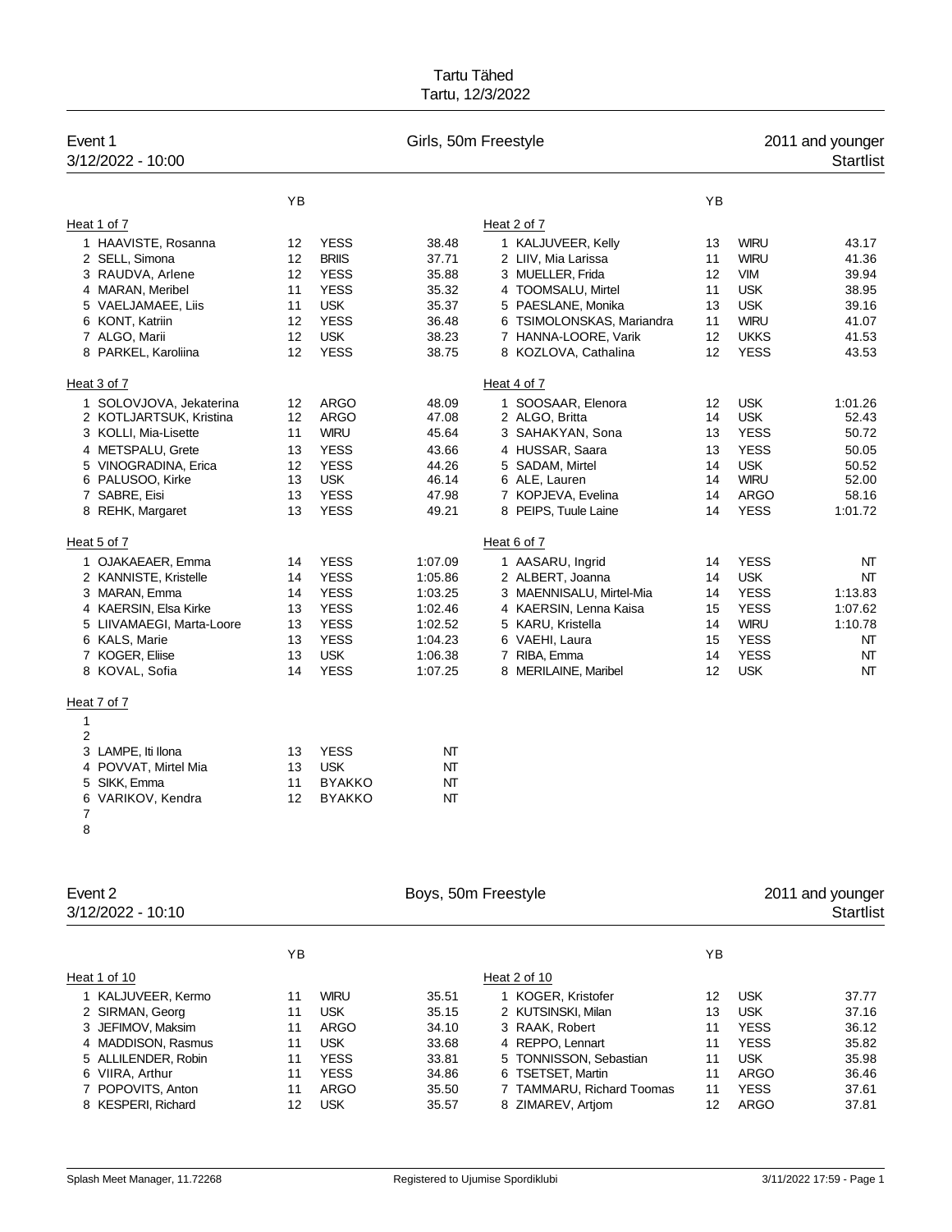# Tartu Tähed

Tartu, 12/3/2022

## Event 1 — Girls, 50m Freestyle — 2011 and younger

3/12/2022 - 10:00 — Startlist

### Heat 1 of 7

| Lane | Name | YB | Club | Time |
|---|---|---|---|---|
| 1 | HAAVISTE, Rosanna | 12 | YESS | 38.48 |
| 2 | SELL, Simona | 12 | BRIIS | 37.71 |
| 3 | RAUDVA, Arlene | 12 | YESS | 35.88 |
| 4 | MARAN, Meribel | 11 | YESS | 35.32 |
| 5 | VAELJAMAEE, Liis | 11 | USK | 35.37 |
| 6 | KONT, Katriin | 12 | YESS | 36.48 |
| 7 | ALGO, Marii | 12 | USK | 38.23 |
| 8 | PARKEL, Karoliina | 12 | YESS | 38.75 |

### Heat 2 of 7

| Lane | Name | YB | Club | Time |
|---|---|---|---|---|
| 1 | KALJUVEER, Kelly | 13 | WIRU | 43.17 |
| 2 | LIIV, Mia Larissa | 11 | WIRU | 41.36 |
| 3 | MUELLER, Frida | 12 | VIM | 39.94 |
| 4 | TOOMSALU, Mirtel | 11 | USK | 38.95 |
| 5 | PAESLANE, Monika | 13 | USK | 39.16 |
| 6 | TSIMOLONSKAS, Mariandra | 11 | WIRU | 41.07 |
| 7 | HANNA-LOORE, Varik | 12 | UKKS | 41.53 |
| 8 | KOZLOVA, Cathalina | 12 | YESS | 43.53 |

### Heat 3 of 7

| Lane | Name | YB | Club | Time |
|---|---|---|---|---|
| 1 | SOLOVJOVA, Jekaterina | 12 | ARGO | 48.09 |
| 2 | KOTLJARTSUK, Kristina | 12 | ARGO | 47.08 |
| 3 | KOLLI, Mia-Lisette | 11 | WIRU | 45.64 |
| 4 | METSPALU, Grete | 13 | YESS | 43.66 |
| 5 | VINOGRADINA, Erica | 12 | YESS | 44.26 |
| 6 | PALUSOO, Kirke | 13 | USK | 46.14 |
| 7 | SABRE, Eisi | 13 | YESS | 47.98 |
| 8 | REHK, Margaret | 13 | YESS | 49.21 |

### Heat 4 of 7

| Lane | Name | YB | Club | Time |
|---|---|---|---|---|
| 1 | SOOSAAR, Elenora | 12 | USK | 1:01.26 |
| 2 | ALGO, Britta | 14 | USK | 52.43 |
| 3 | SAHAKYAN, Sona | 13 | YESS | 50.72 |
| 4 | HUSSAR, Saara | 13 | YESS | 50.05 |
| 5 | SADAM, Mirtel | 14 | USK | 50.52 |
| 6 | ALE, Lauren | 14 | WIRU | 52.00 |
| 7 | KOPJEVA, Evelina | 14 | ARGO | 58.16 |
| 8 | PEIPS, Tuule Laine | 14 | YESS | 1:01.72 |

### Heat 5 of 7

| Lane | Name | YB | Club | Time |
|---|---|---|---|---|
| 1 | OJAKAEAER, Emma | 14 | YESS | 1:07.09 |
| 2 | KANNISTE, Kristelle | 14 | YESS | 1:05.86 |
| 3 | MARAN, Emma | 14 | YESS | 1:03.25 |
| 4 | KAERSIN, Elsa Kirke | 13 | YESS | 1:02.46 |
| 5 | LIIVAMAEGI, Marta-Loore | 13 | YESS | 1:02.52 |
| 6 | KALS, Marie | 13 | YESS | 1:04.23 |
| 7 | KOGER, Eliise | 13 | USK | 1:06.38 |
| 8 | KOVAL, Sofia | 14 | YESS | 1:07.25 |

### Heat 6 of 7

| Lane | Name | YB | Club | Time |
|---|---|---|---|---|
| 1 | AASARU, Ingrid | 14 | YESS | NT |
| 2 | ALBERT, Joanna | 14 | USK | NT |
| 3 | MAENNISALU, Mirtel-Mia | 14 | YESS | 1:13.83 |
| 4 | KAERSIN, Lenna Kaisa | 15 | YESS | 1:07.62 |
| 5 | KARU, Kristella | 14 | WIRU | 1:10.78 |
| 6 | VAEHI, Laura | 15 | YESS | NT |
| 7 | RIBA, Emma | 14 | YESS | NT |
| 8 | MERILAINE, Maribel | 12 | USK | NT |

### Heat 7 of 7

| Lane | Name | YB | Club | Time |
|---|---|---|---|---|
| 1 | | | | |
| 2 | | | | |
| 3 | LAMPE, Iti Ilona | 13 | YESS | NT |
| 4 | POVVAT, Mirtel Mia | 13 | USK | NT |
| 5 | SIKK, Emma | 11 | BYAKKO | NT |
| 6 | VARIKOV, Kendra | 12 | BYAKKO | NT |
| 7 | | | | |
| 8 | | | | |

## Event 2 — Boys, 50m Freestyle — 2011 and younger

3/12/2022 - 10:10 — Startlist

### Heat 1 of 10

| Lane | Name | YB | Club | Time |
|---|---|---|---|---|
| 1 | KALJUVEER, Kermo | 11 | WIRU | 35.51 |
| 2 | SIRMAN, Georg | 11 | USK | 35.15 |
| 3 | JEFIMOV, Maksim | 11 | ARGO | 34.10 |
| 4 | MADDISON, Rasmus | 11 | USK | 33.68 |
| 5 | ALLILENDER, Robin | 11 | YESS | 33.81 |
| 6 | VIIRA, Arthur | 11 | YESS | 34.86 |
| 7 | POPOVITS, Anton | 11 | ARGO | 35.50 |
| 8 | KESPERI, Richard | 12 | USK | 35.57 |

### Heat 2 of 10

| Lane | Name | YB | Club | Time |
|---|---|---|---|---|
| 1 | KOGER, Kristofer | 12 | USK | 37.77 |
| 2 | KUTSINSKI, Milan | 13 | USK | 37.16 |
| 3 | RAAK, Robert | 11 | YESS | 36.12 |
| 4 | REPPO, Lennart | 11 | YESS | 35.82 |
| 5 | TONNISSON, Sebastian | 11 | USK | 35.98 |
| 6 | TSETSET, Martin | 11 | ARGO | 36.46 |
| 7 | TAMMARU, Richard Toomas | 11 | YESS | 37.61 |
| 8 | ZIMAREV, Artjom | 12 | ARGO | 37.81 |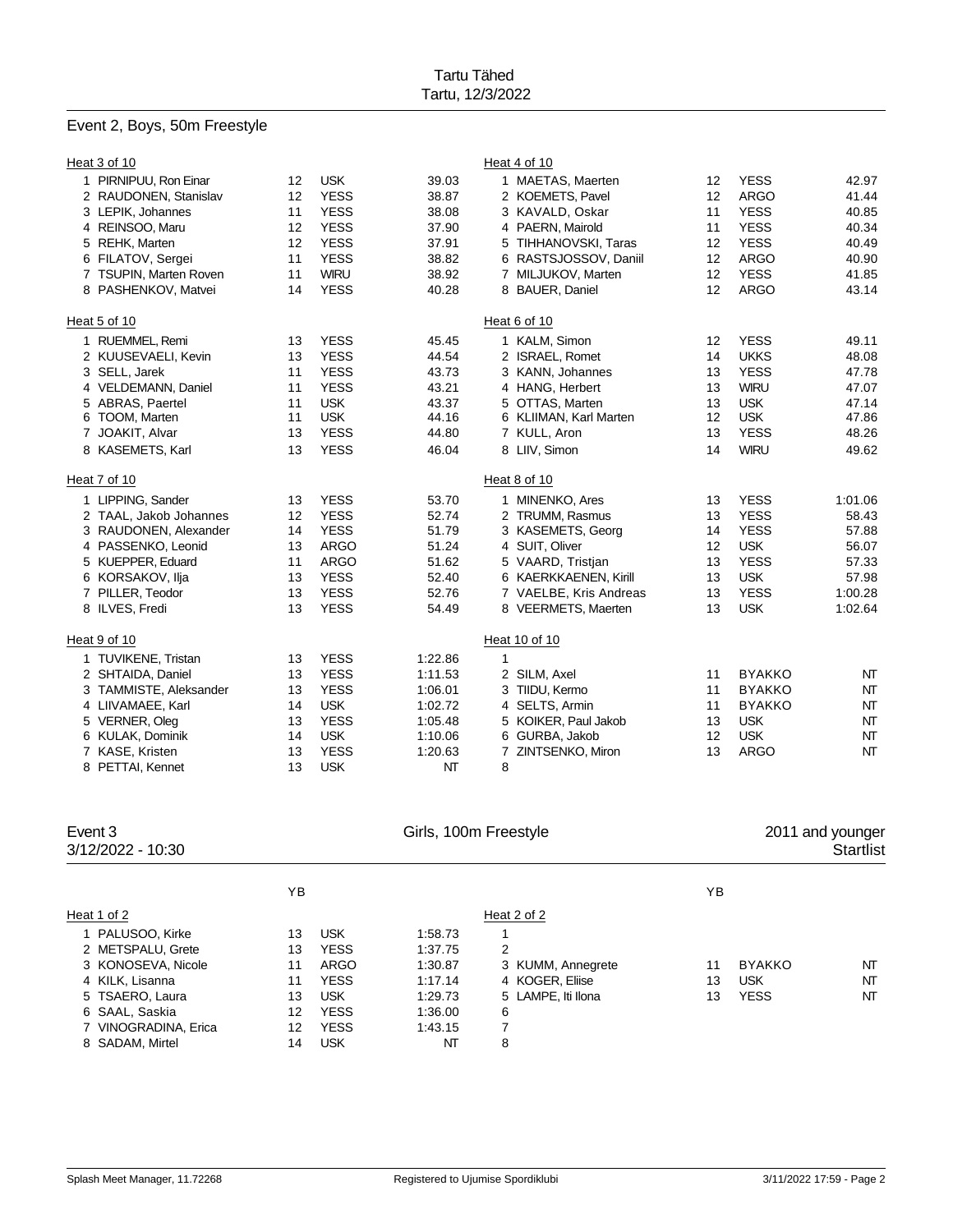Tartu Tähed
Tartu, 12/3/2022

## Event 2, Boys, 50m Freestyle

**Heat 3 of 10**

| Lane | Name | YB | Club | Time |
|---|---|---|---|---|
| 1 | PIRNIPUU, Ron Einar | 12 | USK | 39.03 |
| 2 | RAUDONEN, Stanislav | 12 | YESS | 38.87 |
| 3 | LEPIK, Johannes | 11 | YESS | 38.08 |
| 4 | REINSOO, Maru | 12 | YESS | 37.90 |
| 5 | REHK, Marten | 12 | YESS | 37.91 |
| 6 | FILATOV, Sergei | 11 | YESS | 38.82 |
| 7 | TSUPIN, Marten Roven | 11 | WIRU | 38.92 |
| 8 | PASHENKOV, Matvei | 14 | YESS | 40.28 |

**Heat 4 of 10**

| Lane | Name | YB | Club | Time |
|---|---|---|---|---|
| 1 | MAETAS, Maerten | 12 | YESS | 42.97 |
| 2 | KOEMETS, Pavel | 12 | ARGO | 41.44 |
| 3 | KAVALD, Oskar | 11 | YESS | 40.85 |
| 4 | PAERN, Mairold | 11 | YESS | 40.34 |
| 5 | TIHHANOVSKI, Taras | 12 | YESS | 40.49 |
| 6 | RASTSJOSSOV, Daniil | 12 | ARGO | 40.90 |
| 7 | MILJUKOV, Marten | 12 | YESS | 41.85 |
| 8 | BAUER, Daniel | 12 | ARGO | 43.14 |

**Heat 5 of 10**

| Lane | Name | YB | Club | Time |
|---|---|---|---|---|
| 1 | RUEMMEL, Remi | 13 | YESS | 45.45 |
| 2 | KUUSEVAELI, Kevin | 13 | YESS | 44.54 |
| 3 | SELL, Jarek | 11 | YESS | 43.73 |
| 4 | VELDEMANN, Daniel | 11 | YESS | 43.21 |
| 5 | ABRAS, Paertel | 11 | USK | 43.37 |
| 6 | TOOM, Marten | 11 | USK | 44.16 |
| 7 | JOAKIT, Alvar | 13 | YESS | 44.80 |
| 8 | KASEMETS, Karl | 13 | YESS | 46.04 |

**Heat 6 of 10**

| Lane | Name | YB | Club | Time |
|---|---|---|---|---|
| 1 | KALM, Simon | 12 | YESS | 49.11 |
| 2 | ISRAEL, Romet | 14 | UKKS | 48.08 |
| 3 | KANN, Johannes | 13 | YESS | 47.78 |
| 4 | HANG, Herbert | 13 | WIRU | 47.07 |
| 5 | OTTAS, Marten | 13 | USK | 47.14 |
| 6 | KLIIMAN, Karl Marten | 12 | USK | 47.86 |
| 7 | KULL, Aron | 13 | YESS | 48.26 |
| 8 | LIIV, Simon | 14 | WIRU | 49.62 |

**Heat 7 of 10**

| Lane | Name | YB | Club | Time |
|---|---|---|---|---|
| 1 | LIPPING, Sander | 13 | YESS | 53.70 |
| 2 | TAAL, Jakob Johannes | 12 | YESS | 52.74 |
| 3 | RAUDONEN, Alexander | 14 | YESS | 51.79 |
| 4 | PASSENKO, Leonid | 13 | ARGO | 51.24 |
| 5 | KUEPPER, Eduard | 11 | ARGO | 51.62 |
| 6 | KORSAKOV, Ilja | 13 | YESS | 52.40 |
| 7 | PILLER, Teodor | 13 | YESS | 52.76 |
| 8 | ILVES, Fredi | 13 | YESS | 54.49 |

**Heat 8 of 10**

| Lane | Name | YB | Club | Time |
|---|---|---|---|---|
| 1 | MINENKO, Ares | 13 | YESS | 1:01.06 |
| 2 | TRUMM, Rasmus | 13 | YESS | 58.43 |
| 3 | KASEMETS, Georg | 14 | YESS | 57.88 |
| 4 | SUIT, Oliver | 12 | USK | 56.07 |
| 5 | VAARD, Tristjan | 13 | YESS | 57.33 |
| 6 | KAERKKAENEN, Kirill | 13 | USK | 57.98 |
| 7 | VAELBE, Kris Andreas | 13 | YESS | 1:00.28 |
| 8 | VEERMETS, Maerten | 13 | USK | 1:02.64 |

**Heat 9 of 10**

| Lane | Name | YB | Club | Time |
|---|---|---|---|---|
| 1 | TUVIKENE, Tristan | 13 | YESS | 1:22.86 |
| 2 | SHTAIDA, Daniel | 13 | YESS | 1:11.53 |
| 3 | TAMMISTE, Aleksander | 13 | YESS | 1:06.01 |
| 4 | LIIVAMAEE, Karl | 14 | USK | 1:02.72 |
| 5 | VERNER, Oleg | 13 | YESS | 1:05.48 |
| 6 | KULAK, Dominik | 14 | USK | 1:10.06 |
| 7 | KASE, Kristen | 13 | YESS | 1:20.63 |
| 8 | PETTAI, Kennet | 13 | USK | NT |

**Heat 10 of 10**

| Lane | Name | YB | Club | Time |
|---|---|---|---|---|
| 1 | | | | |
| 2 | SILM, Axel | 11 | BYAKKO | NT |
| 3 | TIIDU, Kermo | 11 | BYAKKO | NT |
| 4 | SELTS, Armin | 11 | BYAKKO | NT |
| 5 | KOIKER, Paul Jakob | 13 | USK | NT |
| 6 | GURBA, Jakob | 12 | USK | NT |
| 7 | ZINTSENKO, Miron | 13 | ARGO | NT |
| 8 | | | | |

## Event 3 — Girls, 100m Freestyle — 2011 and younger

3/12/2022 - 10:30 — Startlist

**Heat 1 of 2**

| Lane | Name | YB | Club | Time |
|---|---|---|---|---|
| 1 | PALUSOO, Kirke | 13 | USK | 1:58.73 |
| 2 | METSPALU, Grete | 13 | YESS | 1:37.75 |
| 3 | KONOSEVA, Nicole | 11 | ARGO | 1:30.87 |
| 4 | KILK, Lisanna | 11 | YESS | 1:17.14 |
| 5 | TSAERO, Laura | 13 | USK | 1:29.73 |
| 6 | SAAL, Saskia | 12 | YESS | 1:36.00 |
| 7 | VINOGRADINA, Erica | 12 | YESS | 1:43.15 |
| 8 | SADAM, Mirtel | 14 | USK | NT |

**Heat 2 of 2**

| Lane | Name | YB | Club | Time |
|---|---|---|---|---|
| 1 | | | | |
| 2 | | | | |
| 3 | KUMM, Annegrete | 11 | BYAKKO | NT |
| 4 | KOGER, Eliise | 13 | USK | NT |
| 5 | LAMPE, Iti Ilona | 13 | YESS | NT |
| 6 | | | | |
| 7 | | | | |
| 8 | | | | |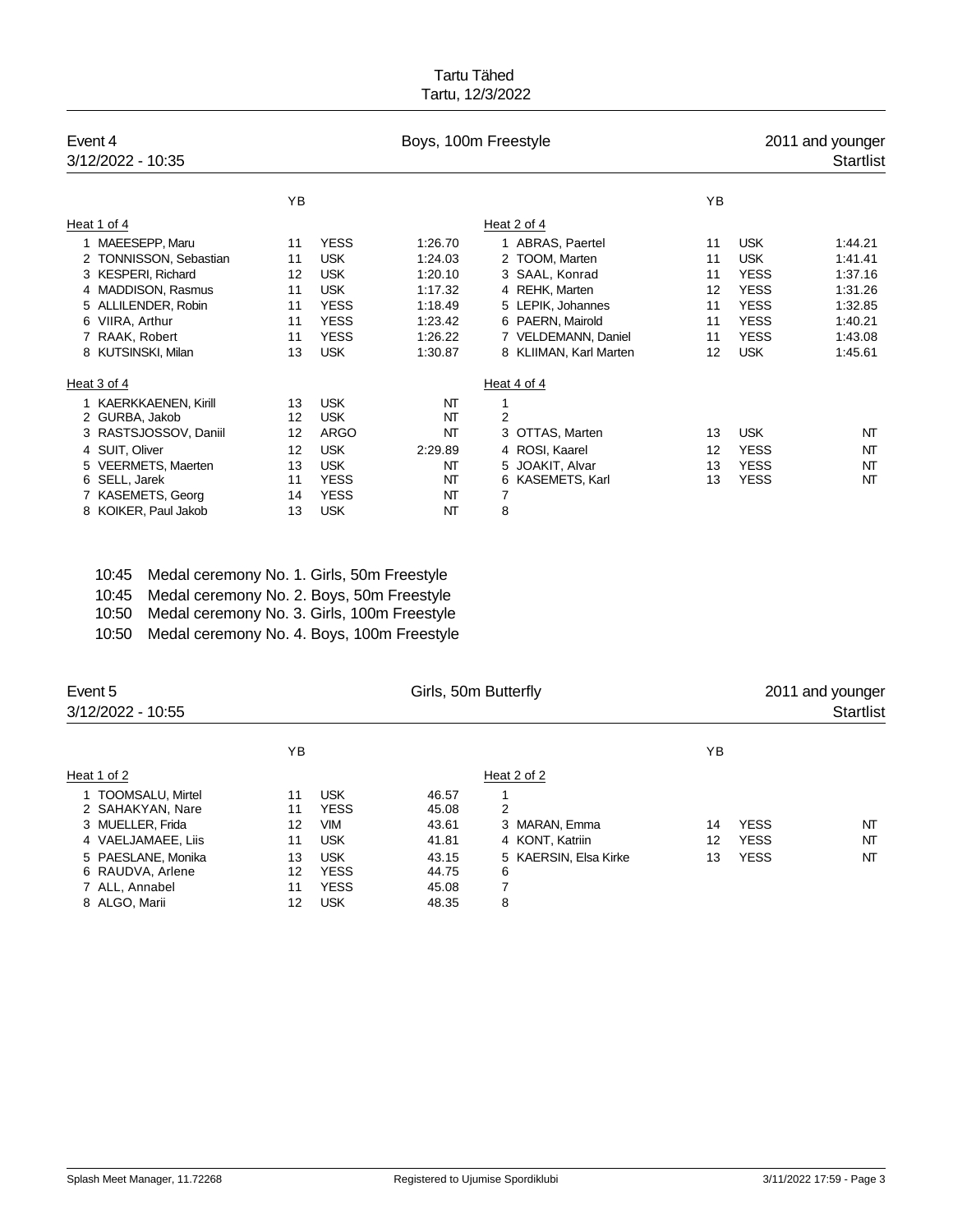Tartu Tähed
Tartu, 12/3/2022

## Event 4 — Boys, 100m Freestyle — 2011 and younger

3/12/2022 - 10:35 — Startlist

**Heat 1 of 4**

| Lane | Name | YB | Club | Time |
|---|---|---|---|---|
| 1 | MAEESEPP, Maru | 11 | YESS | 1:26.70 |
| 2 | TONNISSON, Sebastian | 11 | USK | 1:24.03 |
| 3 | KESPERI, Richard | 12 | USK | 1:20.10 |
| 4 | MADDISON, Rasmus | 11 | USK | 1:17.32 |
| 5 | ALLILENDER, Robin | 11 | YESS | 1:18.49 |
| 6 | VIIRA, Arthur | 11 | YESS | 1:23.42 |
| 7 | RAAK, Robert | 11 | YESS | 1:26.22 |
| 8 | KUTSINSKI, Milan | 13 | USK | 1:30.87 |

**Heat 2 of 4**

| Lane | Name | YB | Club | Time |
|---|---|---|---|---|
| 1 | ABRAS, Paertel | 11 | USK | 1:44.21 |
| 2 | TOOM, Marten | 11 | USK | 1:41.41 |
| 3 | SAAL, Konrad | 11 | YESS | 1:37.16 |
| 4 | REHK, Marten | 12 | YESS | 1:31.26 |
| 5 | LEPIK, Johannes | 11 | YESS | 1:32.85 |
| 6 | PAERN, Mairold | 11 | YESS | 1:40.21 |
| 7 | VELDEMANN, Daniel | 11 | YESS | 1:43.08 |
| 8 | KLIIMAN, Karl Marten | 12 | USK | 1:45.61 |

**Heat 3 of 4**

| Lane | Name | YB | Club | Time |
|---|---|---|---|---|
| 1 | KAERKKAENEN, Kirill | 13 | USK | NT |
| 2 | GURBA, Jakob | 12 | USK | NT |
| 3 | RASTSJOSSOV, Daniil | 12 | ARGO | NT |
| 4 | SUIT, Oliver | 12 | USK | 2:29.89 |
| 5 | VEERMETS, Maerten | 13 | USK | NT |
| 6 | SELL, Jarek | 11 | YESS | NT |
| 7 | KASEMETS, Georg | 14 | YESS | NT |
| 8 | KOIKER, Paul Jakob | 13 | USK | NT |

**Heat 4 of 4**

| Lane | Name | YB | Club | Time |
|---|---|---|---|---|
| 1 | | | | |
| 2 | | | | |
| 3 | OTTAS, Marten | 13 | USK | NT |
| 4 | ROSI, Kaarel | 12 | YESS | NT |
| 5 | JOAKIT, Alvar | 13 | YESS | NT |
| 6 | KASEMETS, Karl | 13 | YESS | NT |
| 7 | | | | |
| 8 | | | | |

10:45 Medal ceremony No. 1. Girls, 50m Freestyle
10:45 Medal ceremony No. 2. Boys, 50m Freestyle
10:50 Medal ceremony No. 3. Girls, 100m Freestyle
10:50 Medal ceremony No. 4. Boys, 100m Freestyle

## Event 5 — Girls, 50m Butterfly — 2011 and younger

3/12/2022 - 10:55 — Startlist

**Heat 1 of 2**

| Lane | Name | YB | Club | Time |
|---|---|---|---|---|
| 1 | TOOMSALU, Mirtel | 11 | USK | 46.57 |
| 2 | SAHAKYAN, Nare | 11 | YESS | 45.08 |
| 3 | MUELLER, Frida | 12 | VIM | 43.61 |
| 4 | VAELJAMAEE, Liis | 11 | USK | 41.81 |
| 5 | PAESLANE, Monika | 13 | USK | 43.15 |
| 6 | RAUDVA, Arlene | 12 | YESS | 44.75 |
| 7 | ALL, Annabel | 11 | YESS | 45.08 |
| 8 | ALGO, Marii | 12 | USK | 48.35 |

**Heat 2 of 2**

| Lane | Name | YB | Club | Time |
|---|---|---|---|---|
| 1 | | | | |
| 2 | | | | |
| 3 | MARAN, Emma | 14 | YESS | NT |
| 4 | KONT, Katriin | 12 | YESS | NT |
| 5 | KAERSIN, Elsa Kirke | 13 | YESS | NT |
| 6 | | | | |
| 7 | | | | |
| 8 | | | | |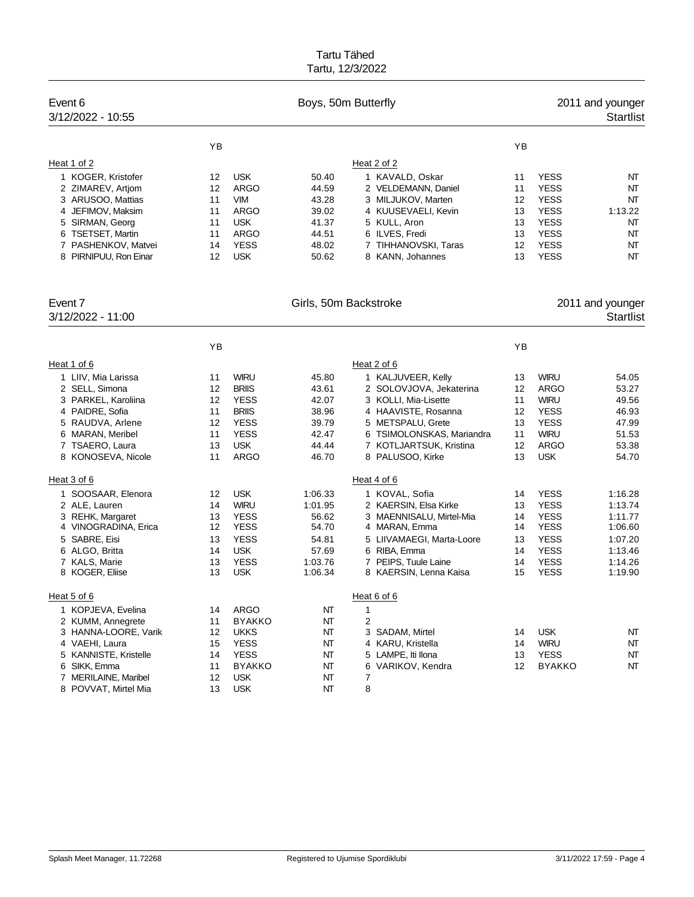# Tartu Tähed

Tartu, 12/3/2022

## Event 6 — Boys, 50m Butterfly — 2011 and younger

3/12/2022 - 10:55 — Startlist

### Heat 1 of 2

| Lane | Name | YB | Club | Entry time |
|---|---|---|---|---|
| 1 | KOGER, Kristofer | 12 | USK | 50.40 |
| 2 | ZIMAREV, Artjom | 12 | ARGO | 44.59 |
| 3 | ARUSOO, Mattias | 11 | VIM | 43.28 |
| 4 | JEFIMOV, Maksim | 11 | ARGO | 39.02 |
| 5 | SIRMAN, Georg | 11 | USK | 41.37 |
| 6 | TSETSET, Martin | 11 | ARGO | 44.51 |
| 7 | PASHENKOV, Matvei | 14 | YESS | 48.02 |
| 8 | PIRNIPUU, Ron Einar | 12 | USK | 50.62 |

### Heat 2 of 2

| Lane | Name | YB | Club | Entry time |
|---|---|---|---|---|
| 1 | KAVALD, Oskar | 11 | YESS | NT |
| 2 | VELDEMANN, Daniel | 11 | YESS | NT |
| 3 | MILJUKOV, Marten | 12 | YESS | NT |
| 4 | KUUSEVAELI, Kevin | 13 | YESS | 1:13.22 |
| 5 | KULL, Aron | 13 | YESS | NT |
| 6 | ILVES, Fredi | 13 | YESS | NT |
| 7 | TIHHANOVSKI, Taras | 12 | YESS | NT |
| 8 | KANN, Johannes | 13 | YESS | NT |

## Event 7 — Girls, 50m Backstroke — 2011 and younger

3/12/2022 - 11:00 — Startlist

### Heat 1 of 6

| Lane | Name | YB | Club | Entry time |
|---|---|---|---|---|
| 1 | LIIV, Mia Larissa | 11 | WIRU | 45.80 |
| 2 | SELL, Simona | 12 | BRIIS | 43.61 |
| 3 | PARKEL, Karoliina | 12 | YESS | 42.07 |
| 4 | PAIDRE, Sofia | 11 | BRIIS | 38.96 |
| 5 | RAUDVA, Arlene | 12 | YESS | 39.79 |
| 6 | MARAN, Meribel | 11 | YESS | 42.47 |
| 7 | TSAERO, Laura | 13 | USK | 44.44 |
| 8 | KONOSEVA, Nicole | 11 | ARGO | 46.70 |

### Heat 2 of 6

| Lane | Name | YB | Club | Entry time |
|---|---|---|---|---|
| 1 | KALJUVEER, Kelly | 13 | WIRU | 54.05 |
| 2 | SOLOVJOVA, Jekaterina | 12 | ARGO | 53.27 |
| 3 | KOLLI, Mia-Lisette | 11 | WIRU | 49.56 |
| 4 | HAAVISTE, Rosanna | 12 | YESS | 46.93 |
| 5 | METSPALU, Grete | 13 | YESS | 47.99 |
| 6 | TSIMOLONSKAS, Mariandra | 11 | WIRU | 51.53 |
| 7 | KOTLJARTSUK, Kristina | 12 | ARGO | 53.38 |
| 8 | PALUSOO, Kirke | 13 | USK | 54.70 |

### Heat 3 of 6

| Lane | Name | YB | Club | Entry time |
|---|---|---|---|---|
| 1 | SOOSAAR, Elenora | 12 | USK | 1:06.33 |
| 2 | ALE, Lauren | 14 | WIRU | 1:01.95 |
| 3 | REHK, Margaret | 13 | YESS | 56.62 |
| 4 | VINOGRADINA, Erica | 12 | YESS | 54.70 |
| 5 | SABRE, Eisi | 13 | YESS | 54.81 |
| 6 | ALGO, Britta | 14 | USK | 57.69 |
| 7 | KALS, Marie | 13 | YESS | 1:03.76 |
| 8 | KOGER, Eliise | 13 | USK | 1:06.34 |

### Heat 4 of 6

| Lane | Name | YB | Club | Entry time |
|---|---|---|---|---|
| 1 | KOVAL, Sofia | 14 | YESS | 1:16.28 |
| 2 | KAERSIN, Elsa Kirke | 13 | YESS | 1:13.74 |
| 3 | MAENNISALU, Mirtel-Mia | 14 | YESS | 1:11.77 |
| 4 | MARAN, Emma | 14 | YESS | 1:06.60 |
| 5 | LIIVAMAEGI, Marta-Loore | 13 | YESS | 1:07.20 |
| 6 | RIBA, Emma | 14 | YESS | 1:13.46 |
| 7 | PEIPS, Tuule Laine | 14 | YESS | 1:14.26 |
| 8 | KAERSIN, Lenna Kaisa | 15 | YESS | 1:19.90 |

### Heat 5 of 6

| Lane | Name | YB | Club | Entry time |
|---|---|---|---|---|
| 1 | KOPJEVA, Evelina | 14 | ARGO | NT |
| 2 | KUMM, Annegrete | 11 | BYAKKO | NT |
| 3 | HANNA-LOORE, Varik | 12 | UKKS | NT |
| 4 | VAEHI, Laura | 15 | YESS | NT |
| 5 | KANNISTE, Kristelle | 14 | YESS | NT |
| 6 | SIKK, Emma | 11 | BYAKKO | NT |
| 7 | MERILAINE, Maribel | 12 | USK | NT |
| 8 | POVVAT, Mirtel Mia | 13 | USK | NT |

### Heat 6 of 6

| Lane | Name | YB | Club | Entry time |
|---|---|---|---|---|
| 1 | | | | |
| 2 | | | | |
| 3 | SADAM, Mirtel | 14 | USK | NT |
| 4 | KARU, Kristella | 14 | WIRU | NT |
| 5 | LAMPE, Iti Ilona | 13 | YESS | NT |
| 6 | VARIKOV, Kendra | 12 | BYAKKO | NT |
| 7 | | | | |
| 8 | | | | |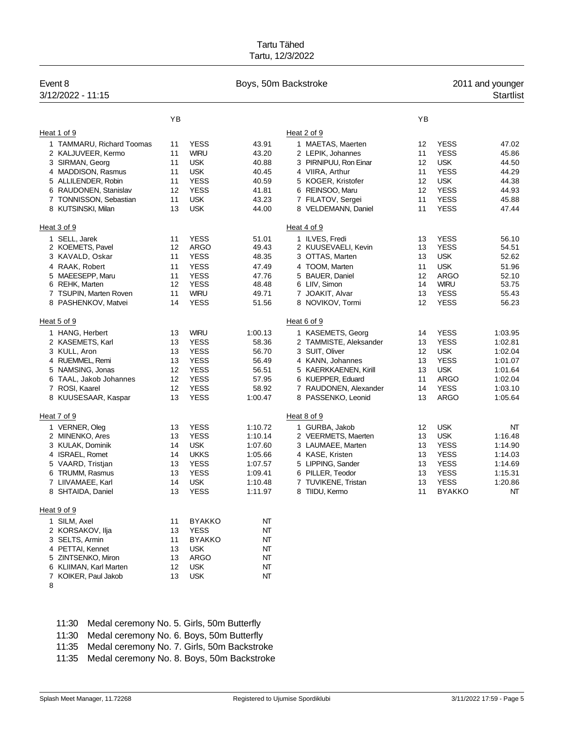Tartu Tähed
Tartu, 12/3/2022

Event 8 — Boys, 50m Backstroke — 2011 and younger
3/12/2022 - 11:15 — Startlist

### Heat 1 of 9

| Lane | Name | YB | Club | Time |
|---|---|---|---|---|
| 1 | TAMMARU, Richard Toomas | 11 | YESS | 43.91 |
| 2 | KALJUVEER, Kermo | 11 | WIRU | 43.20 |
| 3 | SIRMAN, Georg | 11 | USK | 40.88 |
| 4 | MADDISON, Rasmus | 11 | USK | 40.45 |
| 5 | ALLILENDER, Robin | 11 | YESS | 40.59 |
| 6 | RAUDONEN, Stanislav | 12 | YESS | 41.81 |
| 7 | TONNISSON, Sebastian | 11 | USK | 43.23 |
| 8 | KUTSINSKI, Milan | 13 | USK | 44.00 |

### Heat 2 of 9

| Lane | Name | YB | Club | Time |
|---|---|---|---|---|
| 1 | MAETAS, Maerten | 12 | YESS | 47.02 |
| 2 | LEPIK, Johannes | 11 | YESS | 45.86 |
| 3 | PIRNIPUU, Ron Einar | 12 | USK | 44.50 |
| 4 | VIIRA, Arthur | 11 | YESS | 44.29 |
| 5 | KOGER, Kristofer | 12 | USK | 44.38 |
| 6 | REINSOO, Maru | 12 | YESS | 44.93 |
| 7 | FILATOV, Sergei | 11 | YESS | 45.88 |
| 8 | VELDEMANN, Daniel | 11 | YESS | 47.44 |

### Heat 3 of 9

| Lane | Name | YB | Club | Time |
|---|---|---|---|---|
| 1 | SELL, Jarek | 11 | YESS | 51.01 |
| 2 | KOEMETS, Pavel | 12 | ARGO | 49.43 |
| 3 | KAVALD, Oskar | 11 | YESS | 48.35 |
| 4 | RAAK, Robert | 11 | YESS | 47.49 |
| 5 | MAEESEPP, Maru | 11 | YESS | 47.76 |
| 6 | REHK, Marten | 12 | YESS | 48.48 |
| 7 | TSUPIN, Marten Roven | 11 | WIRU | 49.71 |
| 8 | PASHENKOV, Matvei | 14 | YESS | 51.56 |

### Heat 4 of 9

| Lane | Name | YB | Club | Time |
|---|---|---|---|---|
| 1 | ILVES, Fredi | 13 | YESS | 56.10 |
| 2 | KUUSEVAELI, Kevin | 13 | YESS | 54.51 |
| 3 | OTTAS, Marten | 13 | USK | 52.62 |
| 4 | TOOM, Marten | 11 | USK | 51.96 |
| 5 | BAUER, Daniel | 12 | ARGO | 52.10 |
| 6 | LIIV, Simon | 14 | WIRU | 53.75 |
| 7 | JOAKIT, Alvar | 13 | YESS | 55.43 |
| 8 | NOVIKOV, Tormi | 12 | YESS | 56.23 |

### Heat 5 of 9

| Lane | Name | YB | Club | Time |
|---|---|---|---|---|
| 1 | HANG, Herbert | 13 | WIRU | 1:00.13 |
| 2 | KASEMETS, Karl | 13 | YESS | 58.36 |
| 3 | KULL, Aron | 13 | YESS | 56.70 |
| 4 | RUEMMEL, Remi | 13 | YESS | 56.49 |
| 5 | NAMSING, Jonas | 12 | YESS | 56.51 |
| 6 | TAAL, Jakob Johannes | 12 | YESS | 57.95 |
| 7 | ROSI, Kaarel | 12 | YESS | 58.92 |
| 8 | KUUSESAAR, Kaspar | 13 | YESS | 1:00.47 |

### Heat 6 of 9

| Lane | Name | YB | Club | Time |
|---|---|---|---|---|
| 1 | KASEMETS, Georg | 14 | YESS | 1:03.95 |
| 2 | TAMMISTE, Aleksander | 13 | YESS | 1:02.81 |
| 3 | SUIT, Oliver | 12 | USK | 1:02.04 |
| 4 | KANN, Johannes | 13 | YESS | 1:01.07 |
| 5 | KAERKKAENEN, Kirill | 13 | USK | 1:01.64 |
| 6 | KUEPPER, Eduard | 11 | ARGO | 1:02.04 |
| 7 | RAUDONEN, Alexander | 14 | YESS | 1:03.10 |
| 8 | PASSENKO, Leonid | 13 | ARGO | 1:05.64 |

### Heat 7 of 9

| Lane | Name | YB | Club | Time |
|---|---|---|---|---|
| 1 | VERNER, Oleg | 13 | YESS | 1:10.72 |
| 2 | MINENKO, Ares | 13 | YESS | 1:10.14 |
| 3 | KULAK, Dominik | 14 | USK | 1:07.60 |
| 4 | ISRAEL, Romet | 14 | UKKS | 1:05.66 |
| 5 | VAARD, Tristjan | 13 | YESS | 1:07.57 |
| 6 | TRUMM, Rasmus | 13 | YESS | 1:09.41 |
| 7 | LIIVAMAEE, Karl | 14 | USK | 1:10.48 |
| 8 | SHTAIDA, Daniel | 13 | YESS | 1:11.97 |

### Heat 8 of 9

| Lane | Name | YB | Club | Time |
|---|---|---|---|---|
| 1 | GURBA, Jakob | 12 | USK | NT |
| 2 | VEERMETS, Maerten | 13 | USK | 1:16.48 |
| 3 | LAUMAEE, Marten | 13 | YESS | 1:14.90 |
| 4 | KASE, Kristen | 13 | YESS | 1:14.03 |
| 5 | LIPPING, Sander | 13 | YESS | 1:14.69 |
| 6 | PILLER, Teodor | 13 | YESS | 1:15.31 |
| 7 | TUVIKENE, Tristan | 13 | YESS | 1:20.86 |
| 8 | TIIDU, Kermo | 11 | BYAKKO | NT |

### Heat 9 of 9

| Lane | Name | YB | Club | Time |
|---|---|---|---|---|
| 1 | SILM, Axel | 11 | BYAKKO | NT |
| 2 | KORSAKOV, Ilja | 13 | YESS | NT |
| 3 | SELTS, Armin | 11 | BYAKKO | NT |
| 4 | PETTAI, Kennet | 13 | USK | NT |
| 5 | ZINTSENKO, Miron | 13 | ARGO | NT |
| 6 | KLIIMAN, Karl Marten | 12 | USK | NT |
| 7 | KOIKER, Paul Jakob | 13 | USK | NT |
| 8 | | | | |

11:30 Medal ceremony No. 5. Girls, 50m Butterfly
11:30 Medal ceremony No. 6. Boys, 50m Butterfly
11:35 Medal ceremony No. 7. Girls, 50m Backstroke
11:35 Medal ceremony No. 8. Boys, 50m Backstroke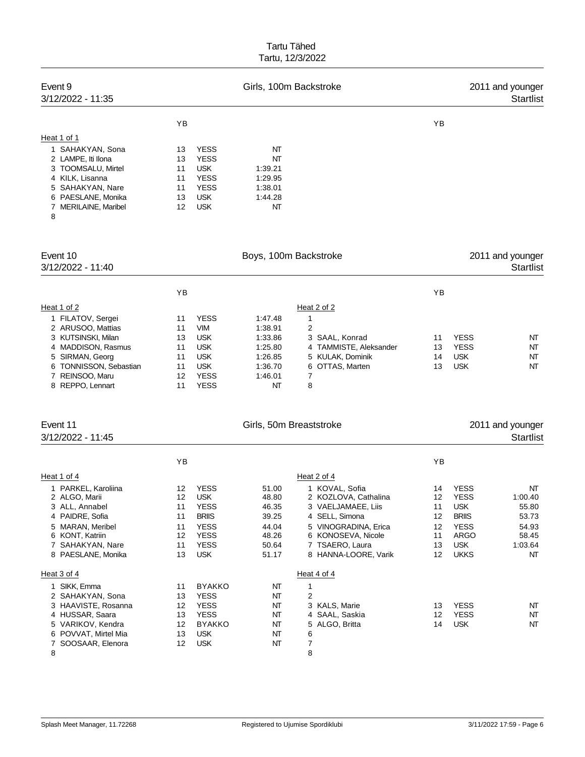Tartu Tähed
Tartu, 12/3/2022

## Event 9 — Girls, 100m Backstroke — 2011 and younger

3/12/2022 - 11:35 — Startlist

**Heat 1 of 1**

| Lane | Name | YB | Club | Entry time |
|---|---|---|---|---|
| 1 | SAHAKYAN, Sona | 13 | YESS | NT |
| 2 | LAMPE, Iti Ilona | 13 | YESS | NT |
| 3 | TOOMSALU, Mirtel | 11 | USK | 1:39.21 |
| 4 | KILK, Lisanna | 11 | YESS | 1:29.95 |
| 5 | SAHAKYAN, Nare | 11 | YESS | 1:38.01 |
| 6 | PAESLANE, Monika | 13 | USK | 1:44.28 |
| 7 | MERILAINE, Maribel | 12 | USK | NT |
| 8 | | | | |

## Event 10 — Boys, 100m Backstroke — 2011 and younger

3/12/2022 - 11:40 — Startlist

**Heat 1 of 2**

| Lane | Name | YB | Club | Entry time |
|---|---|---|---|---|
| 1 | FILATOV, Sergei | 11 | YESS | 1:47.48 |
| 2 | ARUSOO, Mattias | 11 | VIM | 1:38.91 |
| 3 | KUTSINSKI, Milan | 13 | USK | 1:33.86 |
| 4 | MADDISON, Rasmus | 11 | USK | 1:25.80 |
| 5 | SIRMAN, Georg | 11 | USK | 1:26.85 |
| 6 | TONNISSON, Sebastian | 11 | USK | 1:36.70 |
| 7 | REINSOO, Maru | 12 | YESS | 1:46.01 |
| 8 | REPPO, Lennart | 11 | YESS | NT |

**Heat 2 of 2**

| Lane | Name | YB | Club | Entry time |
|---|---|---|---|---|
| 1 | | | | |
| 2 | | | | |
| 3 | SAAL, Konrad | 11 | YESS | NT |
| 4 | TAMMISTE, Aleksander | 13 | YESS | NT |
| 5 | KULAK, Dominik | 14 | USK | NT |
| 6 | OTTAS, Marten | 13 | USK | NT |
| 7 | | | | |
| 8 | | | | |

## Event 11 — Girls, 50m Breaststroke — 2011 and younger

3/12/2022 - 11:45 — Startlist

**Heat 1 of 4**

| Lane | Name | YB | Club | Entry time |
|---|---|---|---|---|
| 1 | PARKEL, Karoliina | 12 | YESS | 51.00 |
| 2 | ALGO, Marii | 12 | USK | 48.80 |
| 3 | ALL, Annabel | 11 | YESS | 46.35 |
| 4 | PAIDRE, Sofia | 11 | BRIIS | 39.25 |
| 5 | MARAN, Meribel | 11 | YESS | 44.04 |
| 6 | KONT, Katriin | 12 | YESS | 48.26 |
| 7 | SAHAKYAN, Nare | 11 | YESS | 50.64 |
| 8 | PAESLANE, Monika | 13 | USK | 51.17 |

**Heat 2 of 4**

| Lane | Name | YB | Club | Entry time |
|---|---|---|---|---|
| 1 | KOVAL, Sofia | 14 | YESS | NT |
| 2 | KOZLOVA, Cathalina | 12 | YESS | 1:00.40 |
| 3 | VAELJAMAEE, Liis | 11 | USK | 55.80 |
| 4 | SELL, Simona | 12 | BRIIS | 53.73 |
| 5 | VINOGRADINA, Erica | 12 | YESS | 54.93 |
| 6 | KONOSEVA, Nicole | 11 | ARGO | 58.45 |
| 7 | TSAERO, Laura | 13 | USK | 1:03.64 |
| 8 | HANNA-LOORE, Varik | 12 | UKKS | NT |

**Heat 3 of 4**

| Lane | Name | YB | Club | Entry time |
|---|---|---|---|---|
| 1 | SIKK, Emma | 11 | BYAKKO | NT |
| 2 | SAHAKYAN, Sona | 13 | YESS | NT |
| 3 | HAAVISTE, Rosanna | 12 | YESS | NT |
| 4 | HUSSAR, Saara | 13 | YESS | NT |
| 5 | VARIKOV, Kendra | 12 | BYAKKO | NT |
| 6 | POVVAT, Mirtel Mia | 13 | USK | NT |
| 7 | SOOSAAR, Elenora | 12 | USK | NT |
| 8 | | | | |

**Heat 4 of 4**

| Lane | Name | YB | Club | Entry time |
|---|---|---|---|---|
| 1 | | | | |
| 2 | | | | |
| 3 | KALS, Marie | 13 | YESS | NT |
| 4 | SAAL, Saskia | 12 | YESS | NT |
| 5 | ALGO, Britta | 14 | USK | NT |
| 6 | | | | |
| 7 | | | | |
| 8 | | | | |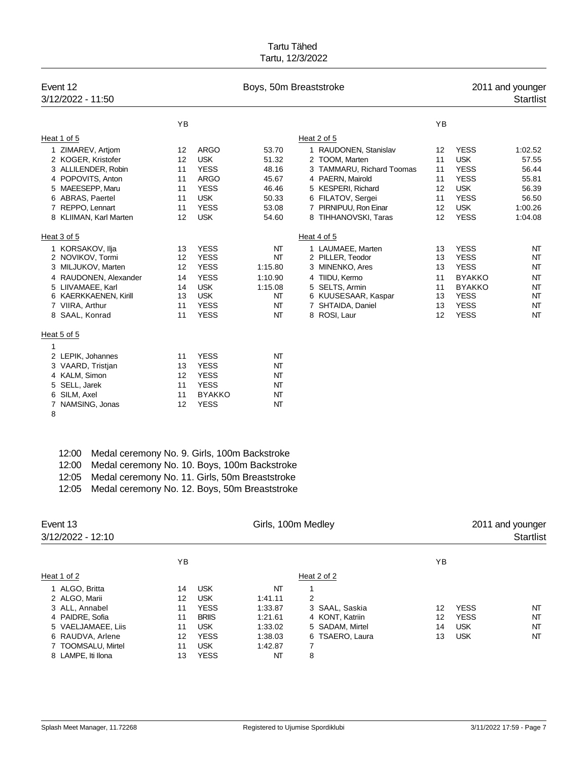Tartu Tähed
Tartu, 12/3/2022

## Event 12 — Boys, 50m Breaststroke — 2011 and younger
3/12/2022 - 11:50 — Startlist

### Heat 1 of 5

| Lane | Name | YB | Club | Time |
|---|---|---|---|---|
| 1 | ZIMAREV, Artjom | 12 | ARGO | 53.70 |
| 2 | KOGER, Kristofer | 12 | USK | 51.32 |
| 3 | ALLILENDER, Robin | 11 | YESS | 48.16 |
| 4 | POPOVITS, Anton | 11 | ARGO | 45.67 |
| 5 | MAEESEPP, Maru | 11 | YESS | 46.46 |
| 6 | ABRAS, Paertel | 11 | USK | 50.33 |
| 7 | REPPO, Lennart | 11 | YESS | 53.08 |
| 8 | KLIIMAN, Karl Marten | 12 | USK | 54.60 |

### Heat 2 of 5

| Lane | Name | YB | Club | Time |
|---|---|---|---|---|
| 1 | RAUDONEN, Stanislav | 12 | YESS | 1:02.52 |
| 2 | TOOM, Marten | 11 | USK | 57.55 |
| 3 | TAMMARU, Richard Toomas | 11 | YESS | 56.44 |
| 4 | PAERN, Mairold | 11 | YESS | 55.81 |
| 5 | KESPERI, Richard | 12 | USK | 56.39 |
| 6 | FILATOV, Sergei | 11 | YESS | 56.50 |
| 7 | PIRNIPUU, Ron Einar | 12 | USK | 1:00.26 |
| 8 | TIHHANOVSKI, Taras | 12 | YESS | 1:04.08 |

### Heat 3 of 5

| Lane | Name | YB | Club | Time |
|---|---|---|---|---|
| 1 | KORSAKOV, Ilja | 13 | YESS | NT |
| 2 | NOVIKOV, Tormi | 12 | YESS | NT |
| 3 | MILJUKOV, Marten | 12 | YESS | 1:15.80 |
| 4 | RAUDONEN, Alexander | 14 | YESS | 1:10.90 |
| 5 | LIIVAMAEE, Karl | 14 | USK | 1:15.08 |
| 6 | KAERKKAENEN, Kirill | 13 | USK | NT |
| 7 | VIIRA, Arthur | 11 | YESS | NT |
| 8 | SAAL, Konrad | 11 | YESS | NT |

### Heat 4 of 5

| Lane | Name | YB | Club | Time |
|---|---|---|---|---|
| 1 | LAUMAEE, Marten | 13 | YESS | NT |
| 2 | PILLER, Teodor | 13 | YESS | NT |
| 3 | MINENKO, Ares | 13 | YESS | NT |
| 4 | TIIDU, Kermo | 11 | BYAKKO | NT |
| 5 | SELTS, Armin | 11 | BYAKKO | NT |
| 6 | KUUSESAAR, Kaspar | 13 | YESS | NT |
| 7 | SHTAIDA, Daniel | 13 | YESS | NT |
| 8 | ROSI, Laur | 12 | YESS | NT |

### Heat 5 of 5

| Lane | Name | YB | Club | Time |
|---|---|---|---|---|
| 1 | | | | |
| 2 | LEPIK, Johannes | 11 | YESS | NT |
| 3 | VAARD, Tristjan | 13 | YESS | NT |
| 4 | KALM, Simon | 12 | YESS | NT |
| 5 | SELL, Jarek | 11 | YESS | NT |
| 6 | SILM, Axel | 11 | BYAKKO | NT |
| 7 | NAMSING, Jonas | 12 | YESS | NT |
| 8 | | | | |

12:00 Medal ceremony No. 9. Girls, 100m Backstroke
12:00 Medal ceremony No. 10. Boys, 100m Backstroke
12:05 Medal ceremony No. 11. Girls, 50m Breaststroke
12:05 Medal ceremony No. 12. Boys, 50m Breaststroke

## Event 13 — Girls, 100m Medley — 2011 and younger
3/12/2022 - 12:10 — Startlist

### Heat 1 of 2

| Lane | Name | YB | Club | Time |
|---|---|---|---|---|
| 1 | ALGO, Britta | 14 | USK | NT |
| 2 | ALGO, Marii | 12 | USK | 1:41.11 |
| 3 | ALL, Annabel | 11 | YESS | 1:33.87 |
| 4 | PAIDRE, Sofia | 11 | BRIIS | 1:21.61 |
| 5 | VAELJAMAEE, Liis | 11 | USK | 1:33.02 |
| 6 | RAUDVA, Arlene | 12 | YESS | 1:38.03 |
| 7 | TOOMSALU, Mirtel | 11 | USK | 1:42.87 |
| 8 | LAMPE, Iti Ilona | 13 | YESS | NT |

### Heat 2 of 2

| Lane | Name | YB | Club | Time |
|---|---|---|---|---|
| 1 | | | | |
| 2 | | | | |
| 3 | SAAL, Saskia | 12 | YESS | NT |
| 4 | KONT, Katriin | 12 | YESS | NT |
| 5 | SADAM, Mirtel | 14 | USK | NT |
| 6 | TSAERO, Laura | 13 | USK | NT |
| 7 | | | | |
| 8 | | | | |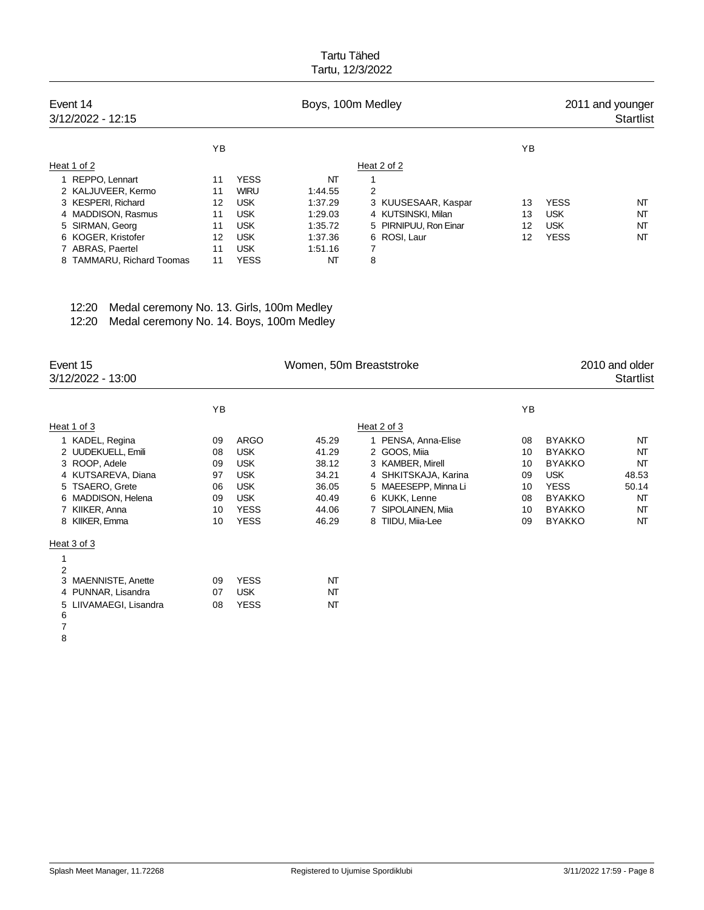Tartu Tähed
Tartu, 12/3/2022

## Event 14 — Boys, 100m Medley — 2011 and younger

3/12/2022 - 12:15 — Startlist

**Heat 1 of 2**

| Lane | Name | YB | Club | Entry time |
|---|---|---|---|---|
| 1 | REPPO, Lennart | 11 | YESS | NT |
| 2 | KALJUVEER, Kermo | 11 | WIRU | 1:44.55 |
| 3 | KESPERI, Richard | 12 | USK | 1:37.29 |
| 4 | MADDISON, Rasmus | 11 | USK | 1:29.03 |
| 5 | SIRMAN, Georg | 11 | USK | 1:35.72 |
| 6 | KOGER, Kristofer | 12 | USK | 1:37.36 |
| 7 | ABRAS, Paertel | 11 | USK | 1:51.16 |
| 8 | TAMMARU, Richard Toomas | 11 | YESS | NT |

**Heat 2 of 2**

| Lane | Name | YB | Club | Entry time |
|---|---|---|---|---|
| 1 | | | | |
| 2 | | | | |
| 3 | KUUSESAAR, Kaspar | 13 | YESS | NT |
| 4 | KUTSINSKI, Milan | 13 | USK | NT |
| 5 | PIRNIPUU, Ron Einar | 12 | USK | NT |
| 6 | ROSI, Laur | 12 | YESS | NT |
| 7 | | | | |
| 8 | | | | |

12:20 Medal ceremony No. 13. Girls, 100m Medley

12:20 Medal ceremony No. 14. Boys, 100m Medley

## Event 15 — Women, 50m Breaststroke — 2010 and older

3/12/2022 - 13:00 — Startlist

**Heat 1 of 3**

| Lane | Name | YB | Club | Entry time |
|---|---|---|---|---|
| 1 | KADEL, Regina | 09 | ARGO | 45.29 |
| 2 | UUDEKUELL, Emili | 08 | USK | 41.29 |
| 3 | ROOP, Adele | 09 | USK | 38.12 |
| 4 | KUTSAREVA, Diana | 97 | USK | 34.21 |
| 5 | TSAERO, Grete | 06 | USK | 36.05 |
| 6 | MADDISON, Helena | 09 | USK | 40.49 |
| 7 | KIIKER, Anna | 10 | YESS | 44.06 |
| 8 | KIIKER, Emma | 10 | YESS | 46.29 |

**Heat 2 of 3**

| Lane | Name | YB | Club | Entry time |
|---|---|---|---|---|
| 1 | PENSA, Anna-Elise | 08 | BYAKKO | NT |
| 2 | GOOS, Miia | 10 | BYAKKO | NT |
| 3 | KAMBER, Mirell | 10 | BYAKKO | NT |
| 4 | SHKITSKAJA, Karina | 09 | USK | 48.53 |
| 5 | MAEESEPP, Minna Li | 10 | YESS | 50.14 |
| 6 | KUKK, Lenne | 08 | BYAKKO | NT |
| 7 | SIPOLAINEN, Miia | 10 | BYAKKO | NT |
| 8 | TIIDU, Miia-Lee | 09 | BYAKKO | NT |

**Heat 3 of 3**

| Lane | Name | YB | Club | Entry time |
|---|---|---|---|---|
| 1 | | | | |
| 2 | | | | |
| 3 | MAENNISTE, Anette | 09 | YESS | NT |
| 4 | PUNNAR, Lisandra | 07 | USK | NT |
| 5 | LIIVAMAEGI, Lisandra | 08 | YESS | NT |
| 6 | | | | |
| 7 | | | | |
| 8 | | | | |

Splash Meet Manager, 11.72268 — Registered to Ujumise Spordiklubi — 3/11/2022 17:59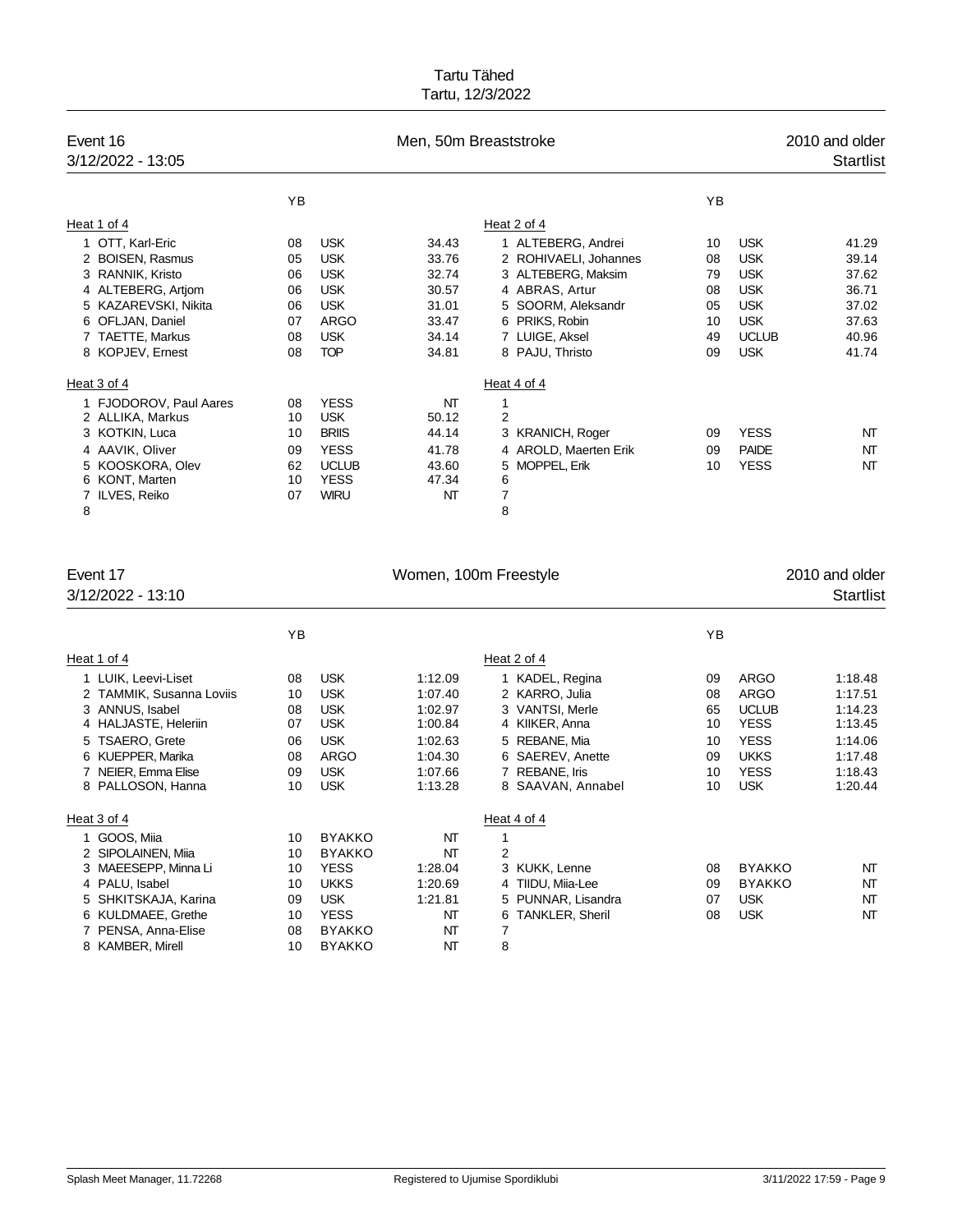Tartu Tähed
Tartu, 12/3/2022

## Event 16 — Men, 50m Breaststroke — 2010 and older

3/12/2022 - 13:05 — Startlist

### Heat 1 of 4

| Lane | Name | YB | Club | Time |
|---|---|---|---|---|
| 1 | OTT, Karl-Eric | 08 | USK | 34.43 |
| 2 | BOISEN, Rasmus | 05 | USK | 33.76 |
| 3 | RANNIK, Kristo | 06 | USK | 32.74 |
| 4 | ALTEBERG, Artjom | 06 | USK | 30.57 |
| 5 | KAZAREVSKI, Nikita | 06 | USK | 31.01 |
| 6 | OFLJAN, Daniel | 07 | ARGO | 33.47 |
| 7 | TAETTE, Markus | 08 | USK | 34.14 |
| 8 | KOPJEV, Ernest | 08 | TOP | 34.81 |

### Heat 2 of 4

| Lane | Name | YB | Club | Time |
|---|---|---|---|---|
| 1 | ALTEBERG, Andrei | 10 | USK | 41.29 |
| 2 | ROHIVAELI, Johannes | 08 | USK | 39.14 |
| 3 | ALTEBERG, Maksim | 79 | USK | 37.62 |
| 4 | ABRAS, Artur | 08 | USK | 36.71 |
| 5 | SOORM, Aleksandr | 05 | USK | 37.02 |
| 6 | PRIKS, Robin | 10 | USK | 37.63 |
| 7 | LUIGE, Aksel | 49 | UCLUB | 40.96 |
| 8 | PAJU, Thristo | 09 | USK | 41.74 |

### Heat 3 of 4

| Lane | Name | YB | Club | Time |
|---|---|---|---|---|
| 1 | FJODOROV, Paul Aares | 08 | YESS | NT |
| 2 | ALLIKA, Markus | 10 | USK | 50.12 |
| 3 | KOTKIN, Luca | 10 | BRIIS | 44.14 |
| 4 | AAVIK, Oliver | 09 | YESS | 41.78 |
| 5 | KOOSKORA, Olev | 62 | UCLUB | 43.60 |
| 6 | KONT, Marten | 10 | YESS | 47.34 |
| 7 | ILVES, Reiko | 07 | WIRU | NT |
| 8 | | | | |

### Heat 4 of 4

| Lane | Name | YB | Club | Time |
|---|---|---|---|---|
| 1 | | | | |
| 2 | | | | |
| 3 | KRANICH, Roger | 09 | YESS | NT |
| 4 | AROLD, Maerten Erik | 09 | PAIDE | NT |
| 5 | MOPPEL, Erik | 10 | YESS | NT |
| 6 | | | | |
| 7 | | | | |
| 8 | | | | |

## Event 17 — Women, 100m Freestyle — 2010 and older

3/12/2022 - 13:10 — Startlist

### Heat 1 of 4

| Lane | Name | YB | Club | Time |
|---|---|---|---|---|
| 1 | LUIK, Leevi-Liset | 08 | USK | 1:12.09 |
| 2 | TAMMIK, Susanna Loviis | 10 | USK | 1:07.40 |
| 3 | ANNUS, Isabel | 08 | USK | 1:02.97 |
| 4 | HALJASTE, Heleriin | 07 | USK | 1:00.84 |
| 5 | TSAERO, Grete | 06 | USK | 1:02.63 |
| 6 | KUEPPER, Marika | 08 | ARGO | 1:04.30 |
| 7 | NEIER, Emma Elise | 09 | USK | 1:07.66 |
| 8 | PALLOSON, Hanna | 10 | USK | 1:13.28 |

### Heat 2 of 4

| Lane | Name | YB | Club | Time |
|---|---|---|---|---|
| 1 | KADEL, Regina | 09 | ARGO | 1:18.48 |
| 2 | KARRO, Julia | 08 | ARGO | 1:17.51 |
| 3 | VANTSI, Merle | 65 | UCLUB | 1:14.23 |
| 4 | KIIKER, Anna | 10 | YESS | 1:13.45 |
| 5 | REBANE, Mia | 10 | YESS | 1:14.06 |
| 6 | SAEREV, Anette | 09 | UKKS | 1:17.48 |
| 7 | REBANE, Iris | 10 | YESS | 1:18.43 |
| 8 | SAAVAN, Annabel | 10 | USK | 1:20.44 |

### Heat 3 of 4

| Lane | Name | YB | Club | Time |
|---|---|---|---|---|
| 1 | GOOS, Miia | 10 | BYAKKO | NT |
| 2 | SIPOLAINEN, Miia | 10 | BYAKKO | NT |
| 3 | MAEESEPP, Minna Li | 10 | YESS | 1:28.04 |
| 4 | PALU, Isabel | 10 | UKKS | 1:20.69 |
| 5 | SHKITSKAJA, Karina | 09 | USK | 1:21.81 |
| 6 | KULDMAEE, Grethe | 10 | YESS | NT |
| 7 | PENSA, Anna-Elise | 08 | BYAKKO | NT |
| 8 | KAMBER, Mirell | 10 | BYAKKO | NT |

### Heat 4 of 4

| Lane | Name | YB | Club | Time |
|---|---|---|---|---|
| 1 | | | | |
| 2 | | | | |
| 3 | KUKK, Lenne | 08 | BYAKKO | NT |
| 4 | TIIDU, Miia-Lee | 09 | BYAKKO | NT |
| 5 | PUNNAR, Lisandra | 07 | USK | NT |
| 6 | TANKLER, Sheril | 08 | USK | NT |
| 7 | | | | |
| 8 | | | | |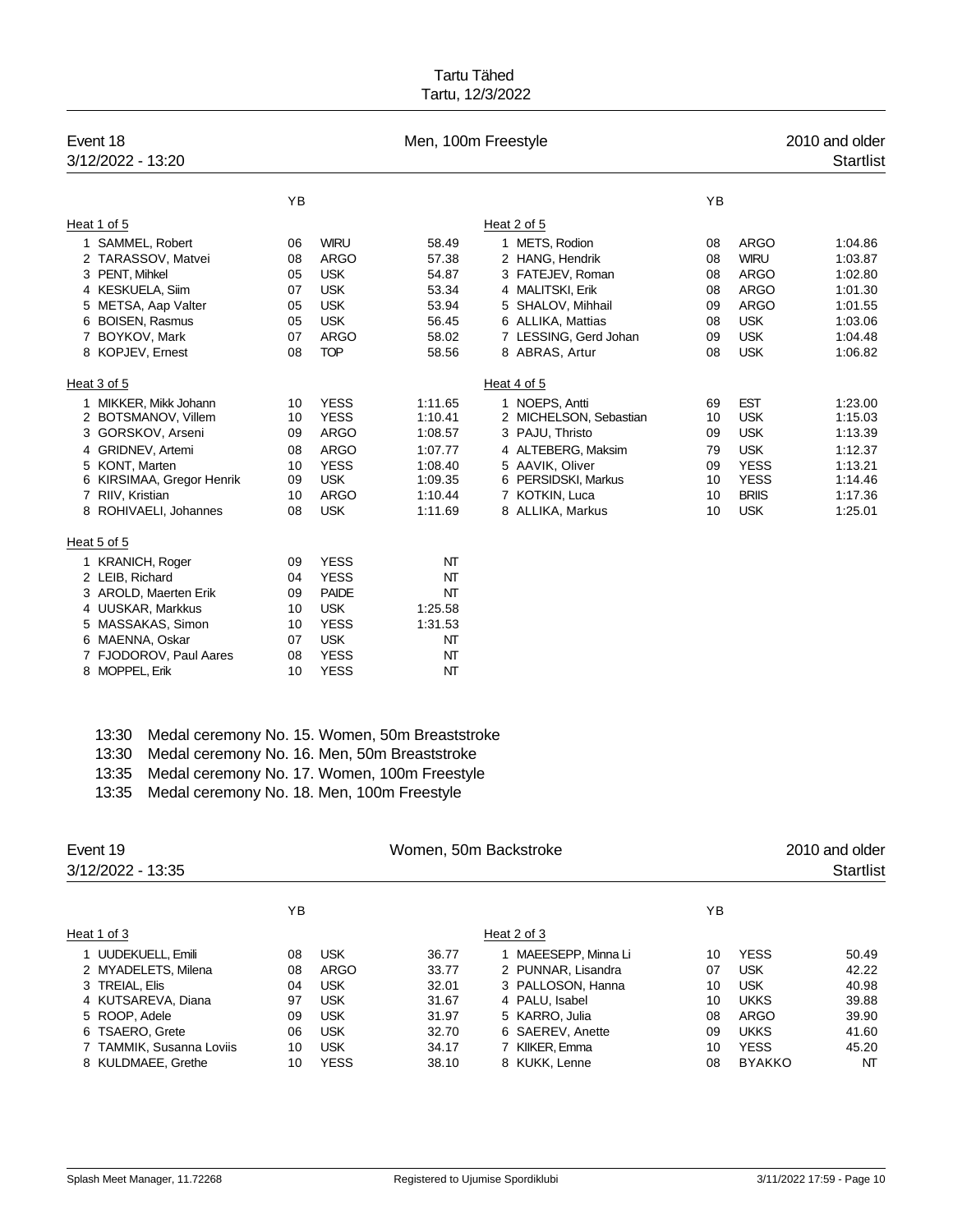Tartu Tähed
Tartu, 12/3/2022

## Event 18 — Men, 100m Freestyle — 2010 and older

3/12/2022 - 13:20 — Startlist

### Heat 1 of 5

| Lane | Name | YB | Club | Time |
|---|---|---|---|---|
| 1 | SAMMEL, Robert | 06 | WIRU | 58.49 |
| 2 | TARASSOV, Matvei | 08 | ARGO | 57.38 |
| 3 | PENT, Mihkel | 05 | USK | 54.87 |
| 4 | KESKUELA, Siim | 07 | USK | 53.34 |
| 5 | METSA, Aap Valter | 05 | USK | 53.94 |
| 6 | BOISEN, Rasmus | 05 | USK | 56.45 |
| 7 | BOYKOV, Mark | 07 | ARGO | 58.02 |
| 8 | KOPJEV, Ernest | 08 | TOP | 58.56 |

### Heat 2 of 5

| Lane | Name | YB | Club | Time |
|---|---|---|---|---|
| 1 | METS, Rodion | 08 | ARGO | 1:04.86 |
| 2 | HANG, Hendrik | 08 | WIRU | 1:03.87 |
| 3 | FATEJEV, Roman | 08 | ARGO | 1:02.80 |
| 4 | MALITSKI, Erik | 08 | ARGO | 1:01.30 |
| 5 | SHALOV, Mihhail | 09 | ARGO | 1:01.55 |
| 6 | ALLIKA, Mattias | 08 | USK | 1:03.06 |
| 7 | LESSING, Gerd Johan | 09 | USK | 1:04.48 |
| 8 | ABRAS, Artur | 08 | USK | 1:06.82 |

### Heat 3 of 5

| Lane | Name | YB | Club | Time |
|---|---|---|---|---|
| 1 | MIKKER, Mikk Johann | 10 | YESS | 1:11.65 |
| 2 | BOTSMANOV, Villem | 10 | YESS | 1:10.41 |
| 3 | GORSKOV, Arseni | 09 | ARGO | 1:08.57 |
| 4 | GRIDNEV, Artemi | 08 | ARGO | 1:07.77 |
| 5 | KONT, Marten | 10 | YESS | 1:08.40 |
| 6 | KIRSIMAA, Gregor Henrik | 09 | USK | 1:09.35 |
| 7 | RIIV, Kristian | 10 | ARGO | 1:10.44 |
| 8 | ROHIVAELI, Johannes | 08 | USK | 1:11.69 |

### Heat 4 of 5

| Lane | Name | YB | Club | Time |
|---|---|---|---|---|
| 1 | NOEPS, Antti | 69 | EST | 1:23.00 |
| 2 | MICHELSON, Sebastian | 10 | USK | 1:15.03 |
| 3 | PAJU, Thristo | 09 | USK | 1:13.39 |
| 4 | ALTEBERG, Maksim | 79 | USK | 1:12.37 |
| 5 | AAVIK, Oliver | 09 | YESS | 1:13.21 |
| 6 | PERSIDSKI, Markus | 10 | YESS | 1:14.46 |
| 7 | KOTKIN, Luca | 10 | BRIIS | 1:17.36 |
| 8 | ALLIKA, Markus | 10 | USK | 1:25.01 |

### Heat 5 of 5

| Lane | Name | YB | Club | Time |
|---|---|---|---|---|
| 1 | KRANICH, Roger | 09 | YESS | NT |
| 2 | LEIB, Richard | 04 | YESS | NT |
| 3 | AROLD, Maerten Erik | 09 | PAIDE | NT |
| 4 | UUSKAR, Markkus | 10 | USK | 1:25.58 |
| 5 | MASSAKAS, Simon | 10 | YESS | 1:31.53 |
| 6 | MAENNA, Oskar | 07 | USK | NT |
| 7 | FJODOROV, Paul Aares | 08 | YESS | NT |
| 8 | MOPPEL, Erik | 10 | YESS | NT |

13:30 Medal ceremony No. 15. Women, 50m Breaststroke
13:30 Medal ceremony No. 16. Men, 50m Breaststroke
13:35 Medal ceremony No. 17. Women, 100m Freestyle
13:35 Medal ceremony No. 18. Men, 100m Freestyle

## Event 19 — Women, 50m Backstroke — 2010 and older

3/12/2022 - 13:35 — Startlist

### Heat 1 of 3

| Lane | Name | YB | Club | Time |
|---|---|---|---|---|
| 1 | UUDEKUELL, Emili | 08 | USK | 36.77 |
| 2 | MYADELETS, Milena | 08 | ARGO | 33.77 |
| 3 | TREIAL, Elis | 04 | USK | 32.01 |
| 4 | KUTSAREVA, Diana | 97 | USK | 31.67 |
| 5 | ROOP, Adele | 09 | USK | 31.97 |
| 6 | TSAERO, Grete | 06 | USK | 32.70 |
| 7 | TAMMIK, Susanna Loviis | 10 | USK | 34.17 |
| 8 | KULDMAEE, Grethe | 10 | YESS | 38.10 |

### Heat 2 of 3

| Lane | Name | YB | Club | Time |
|---|---|---|---|---|
| 1 | MAEESEPP, Minna Li | 10 | YESS | 50.49 |
| 2 | PUNNAR, Lisandra | 07 | USK | 42.22 |
| 3 | PALLOSON, Hanna | 10 | USK | 40.98 |
| 4 | PALU, Isabel | 10 | UKKS | 39.88 |
| 5 | KARRO, Julia | 08 | ARGO | 39.90 |
| 6 | SAEREV, Anette | 09 | UKKS | 41.60 |
| 7 | KIIKER, Emma | 10 | YESS | 45.20 |
| 8 | KUKK, Lenne | 08 | BYAKKO | NT |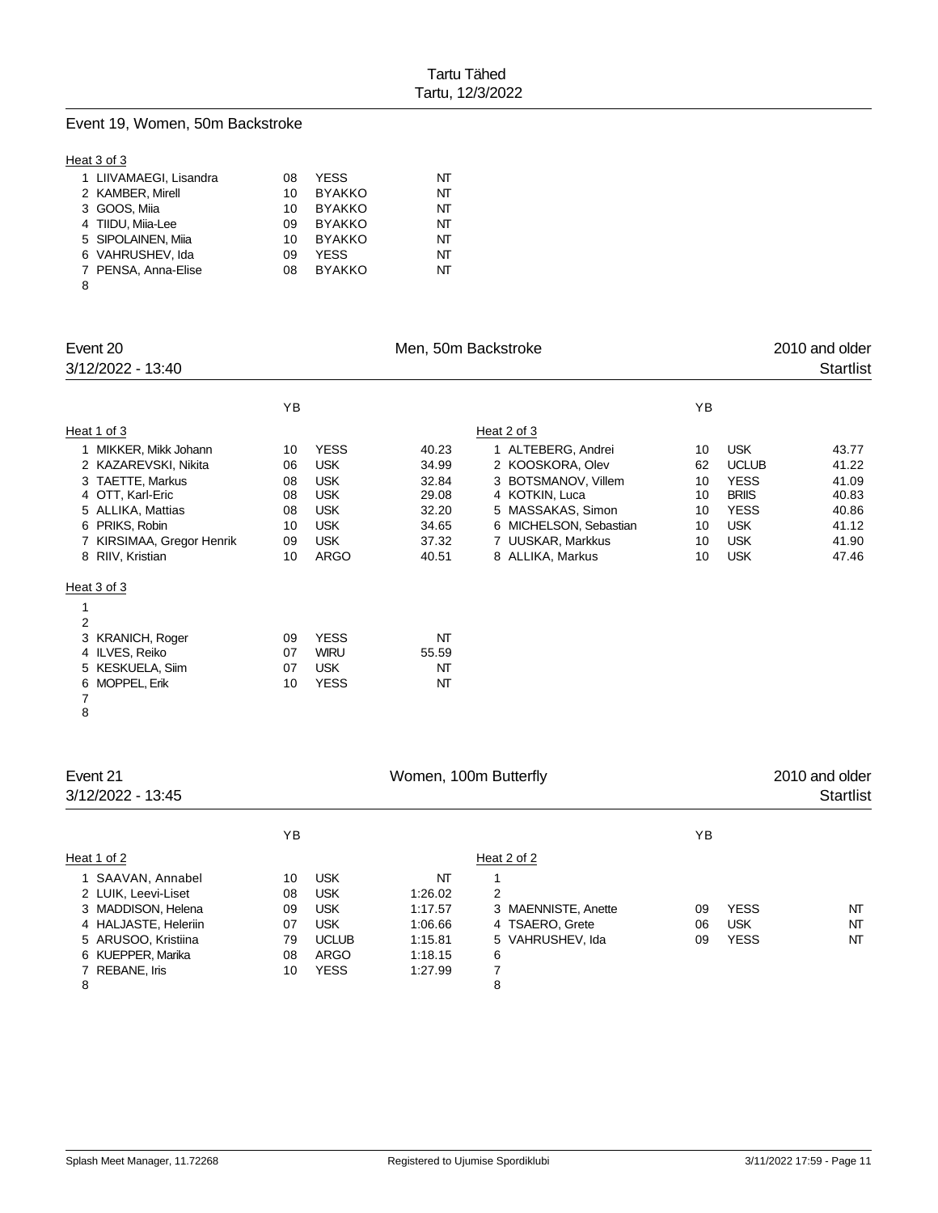Tartu Tähed
Tartu, 12/3/2022

## Event 19, Women, 50m Backstroke

Heat 3 of 3

| | Name | YB | Club | Time |
|---|---|---|---|---|
| 1 | LIIVAMAEGI, Lisandra | 08 | YESS | NT |
| 2 | KAMBER, Mirell | 10 | BYAKKO | NT |
| 3 | GOOS, Miia | 10 | BYAKKO | NT |
| 4 | TIIDU, Miia-Lee | 09 | BYAKKO | NT |
| 5 | SIPOLAINEN, Miia | 10 | BYAKKO | NT |
| 6 | VAHRUSHEV, Ida | 09 | YESS | NT |
| 7 | PENSA, Anna-Elise | 08 | BYAKKO | NT |
| 8 | | | | |

## Event 20 — Men, 50m Backstroke — 2010 and older

3/12/2022 - 13:40 — Startlist

Heat 1 of 3

| | Name | YB | Club | Time |
|---|---|---|---|---|
| 1 | MIKKER, Mikk Johann | 10 | YESS | 40.23 |
| 2 | KAZAREVSKI, Nikita | 06 | USK | 34.99 |
| 3 | TAETTE, Markus | 08 | USK | 32.84 |
| 4 | OTT, Karl-Eric | 08 | USK | 29.08 |
| 5 | ALLIKA, Mattias | 08 | USK | 32.20 |
| 6 | PRIKS, Robin | 10 | USK | 34.65 |
| 7 | KIRSIMAA, Gregor Henrik | 09 | USK | 37.32 |
| 8 | RIIV, Kristian | 10 | ARGO | 40.51 |

Heat 2 of 3

| | Name | YB | Club | Time |
|---|---|---|---|---|
| 1 | ALTEBERG, Andrei | 10 | USK | 43.77 |
| 2 | KOOSKORA, Olev | 62 | UCLUB | 41.22 |
| 3 | BOTSMANOV, Villem | 10 | YESS | 41.09 |
| 4 | KOTKIN, Luca | 10 | BRIIS | 40.83 |
| 5 | MASSAKAS, Simon | 10 | YESS | 40.86 |
| 6 | MICHELSON, Sebastian | 10 | USK | 41.12 |
| 7 | UUSKAR, Markkus | 10 | USK | 41.90 |
| 8 | ALLIKA, Markus | 10 | USK | 47.46 |

Heat 3 of 3

| | Name | YB | Club | Time |
|---|---|---|---|---|
| 1 | | | | |
| 2 | | | | |
| 3 | KRANICH, Roger | 09 | YESS | NT |
| 4 | ILVES, Reiko | 07 | WIRU | 55.59 |
| 5 | KESKUELA, Siim | 07 | USK | NT |
| 6 | MOPPEL, Erik | 10 | YESS | NT |
| 7 | | | | |
| 8 | | | | |

## Event 21 — Women, 100m Butterfly — 2010 and older

3/12/2022 - 13:45 — Startlist

Heat 1 of 2

| | Name | YB | Club | Time |
|---|---|---|---|---|
| 1 | SAAVAN, Annabel | 10 | USK | NT |
| 2 | LUIK, Leevi-Liset | 08 | USK | 1:26.02 |
| 3 | MADDISON, Helena | 09 | USK | 1:17.57 |
| 4 | HALJASTE, Heleriin | 07 | USK | 1:06.66 |
| 5 | ARUSOO, Kristiina | 79 | UCLUB | 1:15.81 |
| 6 | KUEPPER, Marika | 08 | ARGO | 1:18.15 |
| 7 | REBANE, Iris | 10 | YESS | 1:27.99 |
| 8 | | | | |

Heat 2 of 2

| | Name | YB | Club | Time |
|---|---|---|---|---|
| 1 | | | | |
| 2 | | | | |
| 3 | MAENNISTE, Anette | 09 | YESS | NT |
| 4 | TSAERO, Grete | 06 | USK | NT |
| 5 | VAHRUSHEV, Ida | 09 | YESS | NT |
| 6 | | | | |
| 7 | | | | |
| 8 | | | | |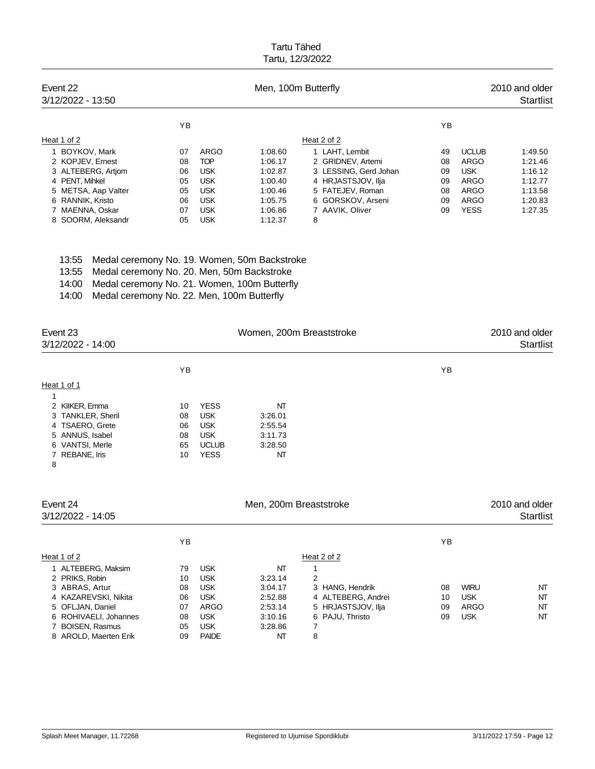Tartu Tähed
Tartu, 12/3/2022

## Event 22 — Men, 100m Butterfly — 2010 and older

3/12/2022 - 13:50 — Startlist

**Heat 1 of 2**

| Lane | Name | YB | Club | Time |
|---|---|---|---|---|
| 1 | BOYKOV, Mark | 07 | ARGO | 1:08.60 |
| 2 | KOPJEV, Ernest | 08 | TOP | 1:06.17 |
| 3 | ALTEBERG, Artjom | 06 | USK | 1:02.87 |
| 4 | PENT, Mihkel | 05 | USK | 1:00.40 |
| 5 | METSA, Aap Valter | 05 | USK | 1:00.46 |
| 6 | RANNIK, Kristo | 06 | USK | 1:05.75 |
| 7 | MAENNA, Oskar | 07 | USK | 1:06.86 |
| 8 | SOORM, Aleksandr | 05 | USK | 1:12.37 |

**Heat 2 of 2**

| Lane | Name | YB | Club | Time |
|---|---|---|---|---|
| 1 | LAHT, Lembit | 49 | UCLUB | 1:49.50 |
| 2 | GRIDNEV, Artemi | 08 | ARGO | 1:21.46 |
| 3 | LESSING, Gerd Johan | 09 | USK | 1:16.12 |
| 4 | HRJASTSJOV, Ilja | 09 | ARGO | 1:12.77 |
| 5 | FATEJEV, Roman | 08 | ARGO | 1:13.58 |
| 6 | GORSKOV, Arseni | 09 | ARGO | 1:20.83 |
| 7 | AAVIK, Oliver | 09 | YESS | 1:27.35 |
| 8 | | | | |

13:55 Medal ceremony No. 19. Women, 50m Backstroke
13:55 Medal ceremony No. 20. Men, 50m Backstroke
14:00 Medal ceremony No. 21. Women, 100m Butterfly
14:00 Medal ceremony No. 22. Men, 100m Butterfly

## Event 23 — Women, 200m Breaststroke — 2010 and older

3/12/2022 - 14:00 — Startlist

**Heat 1 of 1**

| Lane | Name | YB | Club | Time |
|---|---|---|---|---|
| 1 | | | | |
| 2 | KIIKER, Emma | 10 | YESS | NT |
| 3 | TANKLER, Sheril | 08 | USK | 3:26.01 |
| 4 | TSAERO, Grete | 06 | USK | 2:55.54 |
| 5 | ANNUS, Isabel | 08 | USK | 3:11.73 |
| 6 | VANTSI, Merle | 65 | UCLUB | 3:28.50 |
| 7 | REBANE, Iris | 10 | YESS | NT |
| 8 | | | | |

## Event 24 — Men, 200m Breaststroke — 2010 and older

3/12/2022 - 14:05 — Startlist

**Heat 1 of 2**

| Lane | Name | YB | Club | Time |
|---|---|---|---|---|
| 1 | ALTEBERG, Maksim | 79 | USK | NT |
| 2 | PRIKS, Robin | 10 | USK | 3:23.14 |
| 3 | ABRAS, Artur | 08 | USK | 3:04.17 |
| 4 | KAZAREVSKI, Nikita | 06 | USK | 2:52.88 |
| 5 | OFLJAN, Daniel | 07 | ARGO | 2:53.14 |
| 6 | ROHIVAELI, Johannes | 08 | USK | 3:10.16 |
| 7 | BOISEN, Rasmus | 05 | USK | 3:28.86 |
| 8 | AROLD, Maerten Erik | 09 | PAIDE | NT |

**Heat 2 of 2**

| Lane | Name | YB | Club | Time |
|---|---|---|---|---|
| 1 | | | | |
| 2 | | | | |
| 3 | HANG, Hendrik | 08 | WIRU | NT |
| 4 | ALTEBERG, Andrei | 10 | USK | NT |
| 5 | HRJASTSJOV, Ilja | 09 | ARGO | NT |
| 6 | PAJU, Thristo | 09 | USK | NT |
| 7 | | | | |
| 8 | | | | |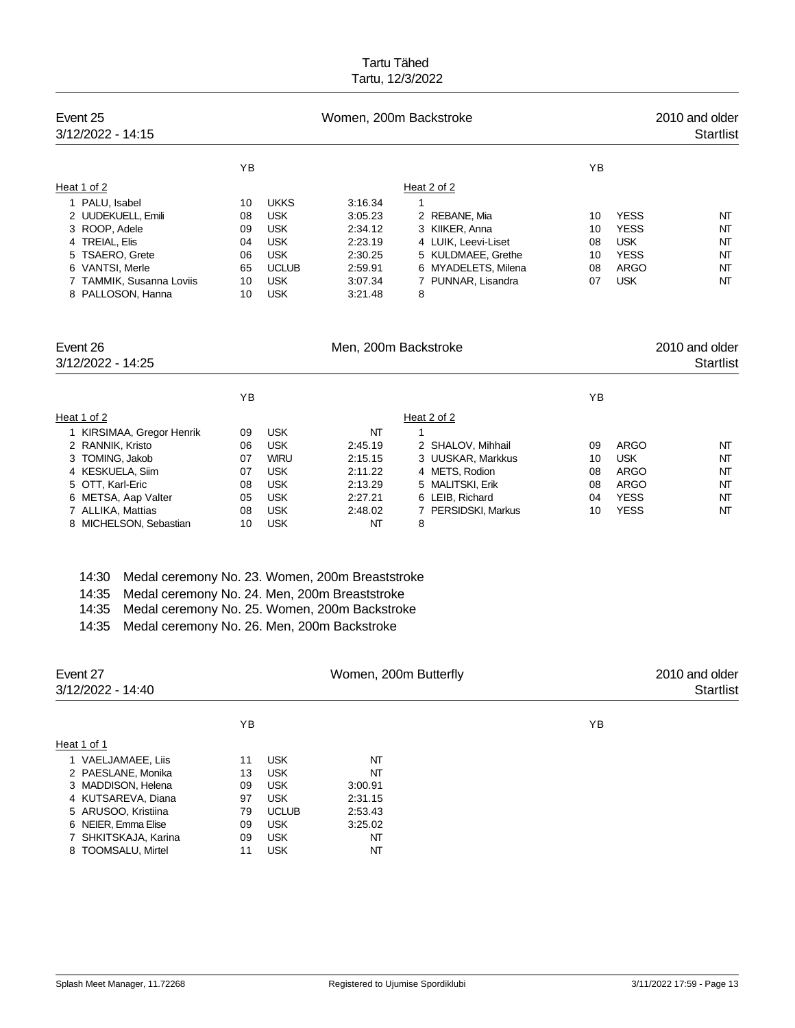Tartu Tähed
Tartu, 12/3/2022

## Event 25 — Women, 200m Backstroke — 2010 and older

3/12/2022 - 14:15 — Startlist

**Heat 1 of 2**

| Lane | Name | YB | Club | Entry time |
|---|---|---|---|---|
| 1 | PALU, Isabel | 10 | UKKS | 3:16.34 |
| 2 | UUDEKUELL, Emili | 08 | USK | 3:05.23 |
| 3 | ROOP, Adele | 09 | USK | 2:34.12 |
| 4 | TREIAL, Elis | 04 | USK | 2:23.19 |
| 5 | TSAERO, Grete | 06 | USK | 2:30.25 |
| 6 | VANTSI, Merle | 65 | UCLUB | 2:59.91 |
| 7 | TAMMIK, Susanna Loviis | 10 | USK | 3:07.34 |
| 8 | PALLOSON, Hanna | 10 | USK | 3:21.48 |

**Heat 2 of 2**

| Lane | Name | YB | Club | Entry time |
|---|---|---|---|---|
| 1 | | | | |
| 2 | REBANE, Mia | 10 | YESS | NT |
| 3 | KIIKER, Anna | 10 | YESS | NT |
| 4 | LUIK, Leevi-Liset | 08 | USK | NT |
| 5 | KULDMAEE, Grethe | 10 | YESS | NT |
| 6 | MYADELETS, Milena | 08 | ARGO | NT |
| 7 | PUNNAR, Lisandra | 07 | USK | NT |
| 8 | | | | |

## Event 26 — Men, 200m Backstroke — 2010 and older

3/12/2022 - 14:25 — Startlist

**Heat 1 of 2**

| Lane | Name | YB | Club | Entry time |
|---|---|---|---|---|
| 1 | KIRSIMAA, Gregor Henrik | 09 | USK | NT |
| 2 | RANNIK, Kristo | 06 | USK | 2:45.19 |
| 3 | TOMING, Jakob | 07 | WIRU | 2:15.15 |
| 4 | KESKUELA, Siim | 07 | USK | 2:11.22 |
| 5 | OTT, Karl-Eric | 08 | USK | 2:13.29 |
| 6 | METSA, Aap Valter | 05 | USK | 2:27.21 |
| 7 | ALLIKA, Mattias | 08 | USK | 2:48.02 |
| 8 | MICHELSON, Sebastian | 10 | USK | NT |

**Heat 2 of 2**

| Lane | Name | YB | Club | Entry time |
|---|---|---|---|---|
| 1 | | | | |
| 2 | SHALOV, Mihhail | 09 | ARGO | NT |
| 3 | UUSKAR, Markkus | 10 | USK | NT |
| 4 | METS, Rodion | 08 | ARGO | NT |
| 5 | MALITSKI, Erik | 08 | ARGO | NT |
| 6 | LEIB, Richard | 04 | YESS | NT |
| 7 | PERSIDSKI, Markus | 10 | YESS | NT |
| 8 | | | | |

14:30 Medal ceremony No. 23. Women, 200m Breaststroke
14:35 Medal ceremony No. 24. Men, 200m Breaststroke
14:35 Medal ceremony No. 25. Women, 200m Backstroke
14:35 Medal ceremony No. 26. Men, 200m Backstroke

## Event 27 — Women, 200m Butterfly — 2010 and older

3/12/2022 - 14:40 — Startlist

**Heat 1 of 1**

| Lane | Name | YB | Club | Entry time |
|---|---|---|---|---|
| 1 | VAELJAMAEE, Liis | 11 | USK | NT |
| 2 | PAESLANE, Monika | 13 | USK | NT |
| 3 | MADDISON, Helena | 09 | USK | 3:00.91 |
| 4 | KUTSAREVA, Diana | 97 | USK | 2:31.15 |
| 5 | ARUSOO, Kristiina | 79 | UCLUB | 2:53.43 |
| 6 | NEIER, Emma Elise | 09 | USK | 3:25.02 |
| 7 | SHKITSKAJA, Karina | 09 | USK | NT |
| 8 | TOOMSALU, Mirtel | 11 | USK | NT |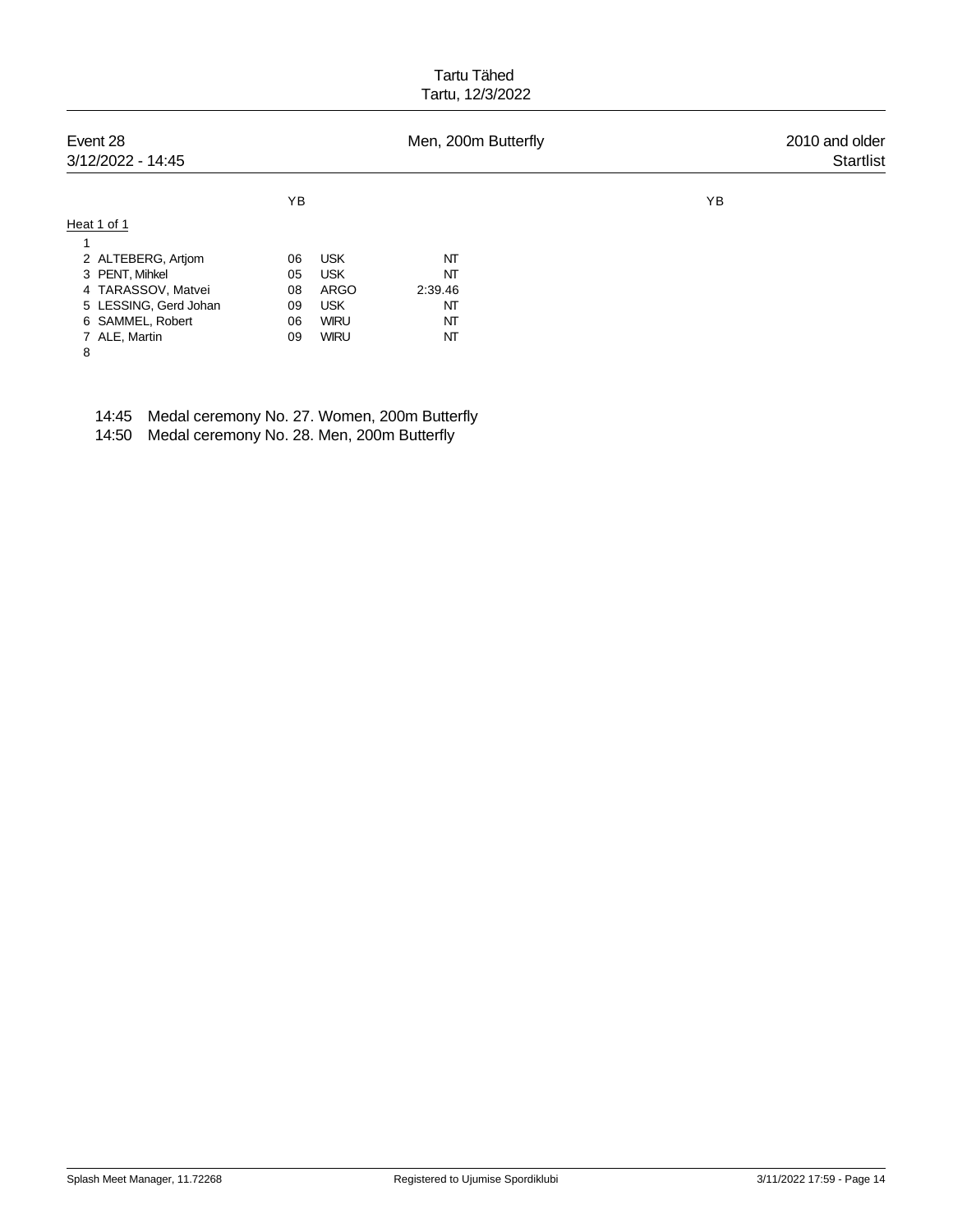Tartu Tähed
Tartu, 12/3/2022

| Event 28 | Men, 200m Butterfly | 2010 and older |
|---|---|---|
| 3/12/2022 - 14:45 | | Startlist |

Heat 1 of 1

| Lane | Name | YB | Club | Entry time |
|---|---|---|---|---|
| 1 | | | | |
| 2 | ALTEBERG, Artjom | 06 | USK | NT |
| 3 | PENT, Mihkel | 05 | USK | NT |
| 4 | TARASSOV, Matvei | 08 | ARGO | 2:39.46 |
| 5 | LESSING, Gerd Johan | 09 | USK | NT |
| 6 | SAMMEL, Robert | 06 | WIRU | NT |
| 7 | ALE, Martin | 09 | WIRU | NT |
| 8 | | | | |

14:45 Medal ceremony No. 27. Women, 200m Butterfly
14:50 Medal ceremony No. 28. Men, 200m Butterfly